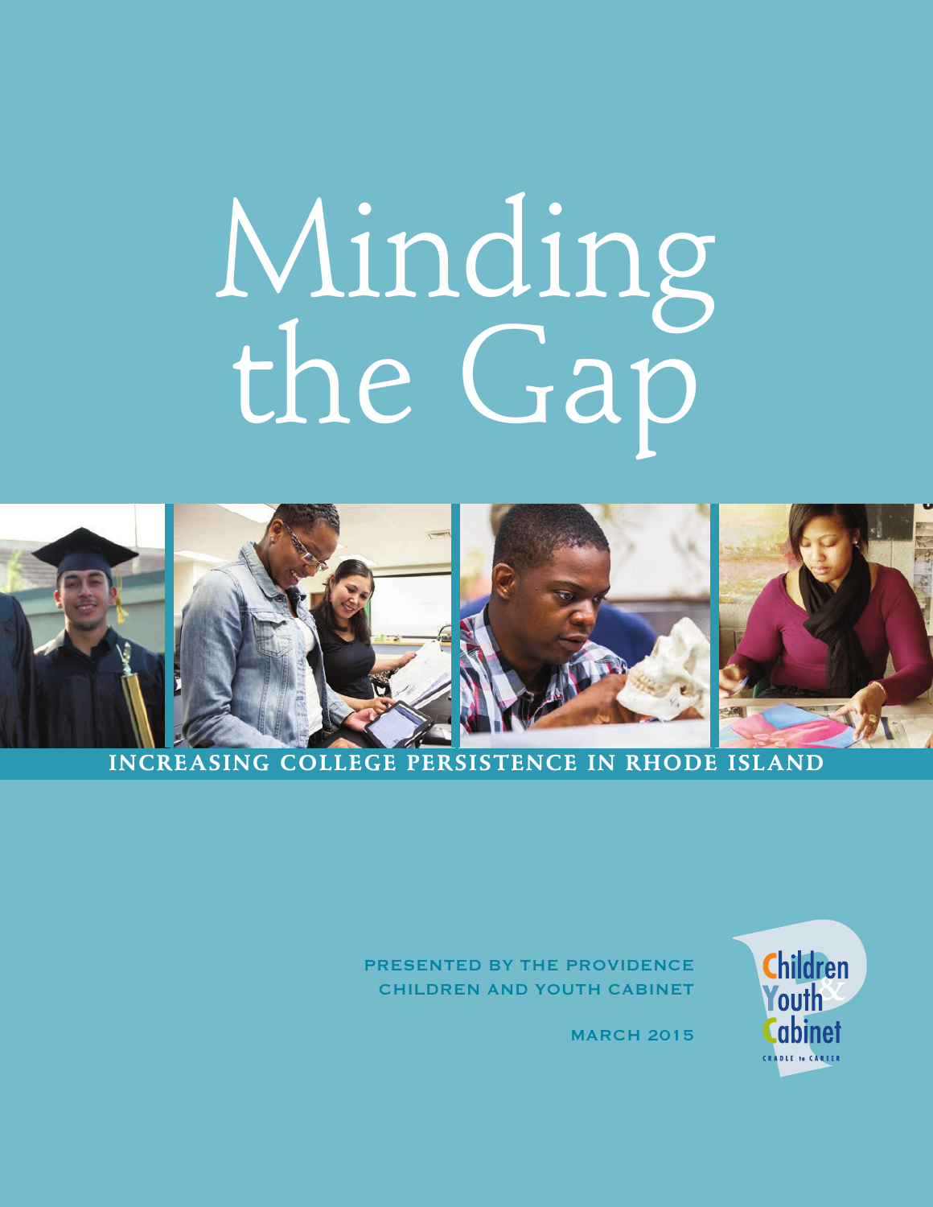# Minding the Gap

## INCREASING COLLEGE PERSISTENCE IN RHODE ISLAND

PRESENTED BY THE PROVIDENCE CHILDREN AND YOUTH CABINET

MARCH 2015

Children & Youth Cabinet

CRADLE to CAREER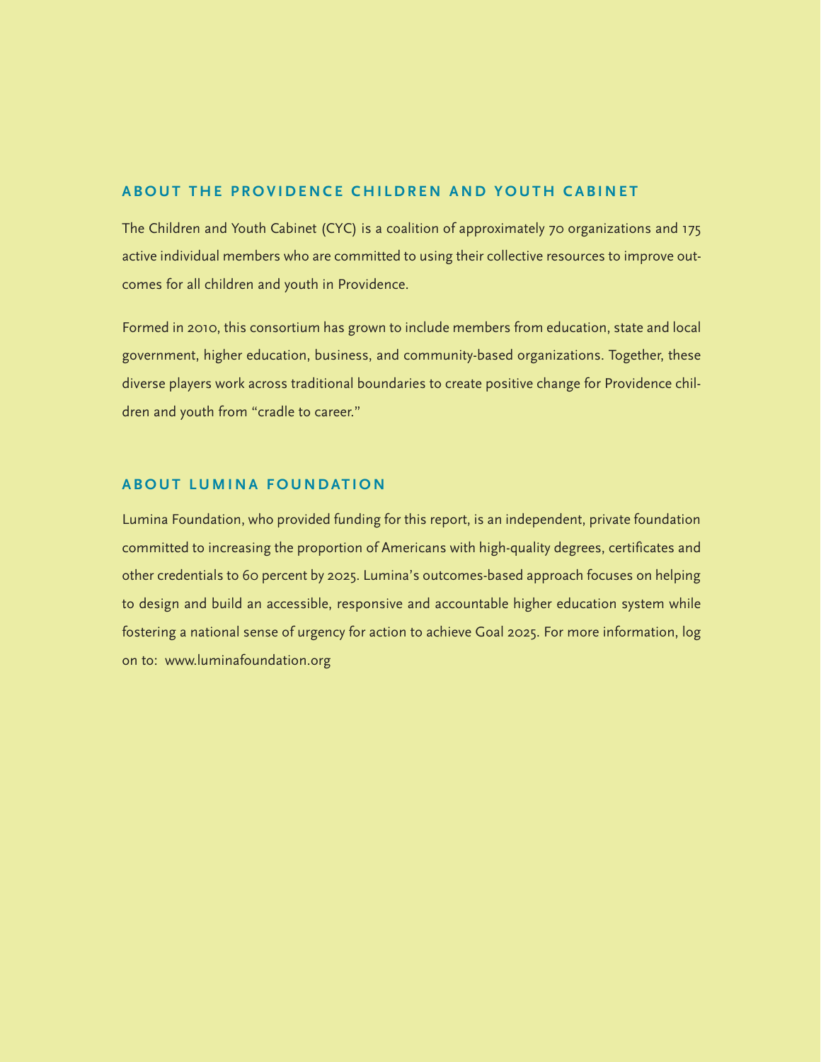## ABOUT THE PROVIDENCE CHILDREN AND YOUTH CABINET

The Children and Youth Cabinet (CYC) is a coalition of approximately 70 organizations and 175 active individual members who are committed to using their collective resources to improve outcomes for all children and youth in Providence.

Formed in 2010, this consortium has grown to include members from education, state and local government, higher education, business, and community-based organizations. Together, these diverse players work across traditional boundaries to create positive change for Providence children and youth from "cradle to career."

## ABOUT LUMINA FOUNDATION

Lumina Foundation, who provided funding for this report, is an independent, private foundation committed to increasing the proportion of Americans with high-quality degrees, certificates and other credentials to 60 percent by 2025. Lumina's outcomes-based approach focuses on helping to design and build an accessible, responsive and accountable higher education system while fostering a national sense of urgency for action to achieve Goal 2025. For more information, log on to: www.luminafoundation.org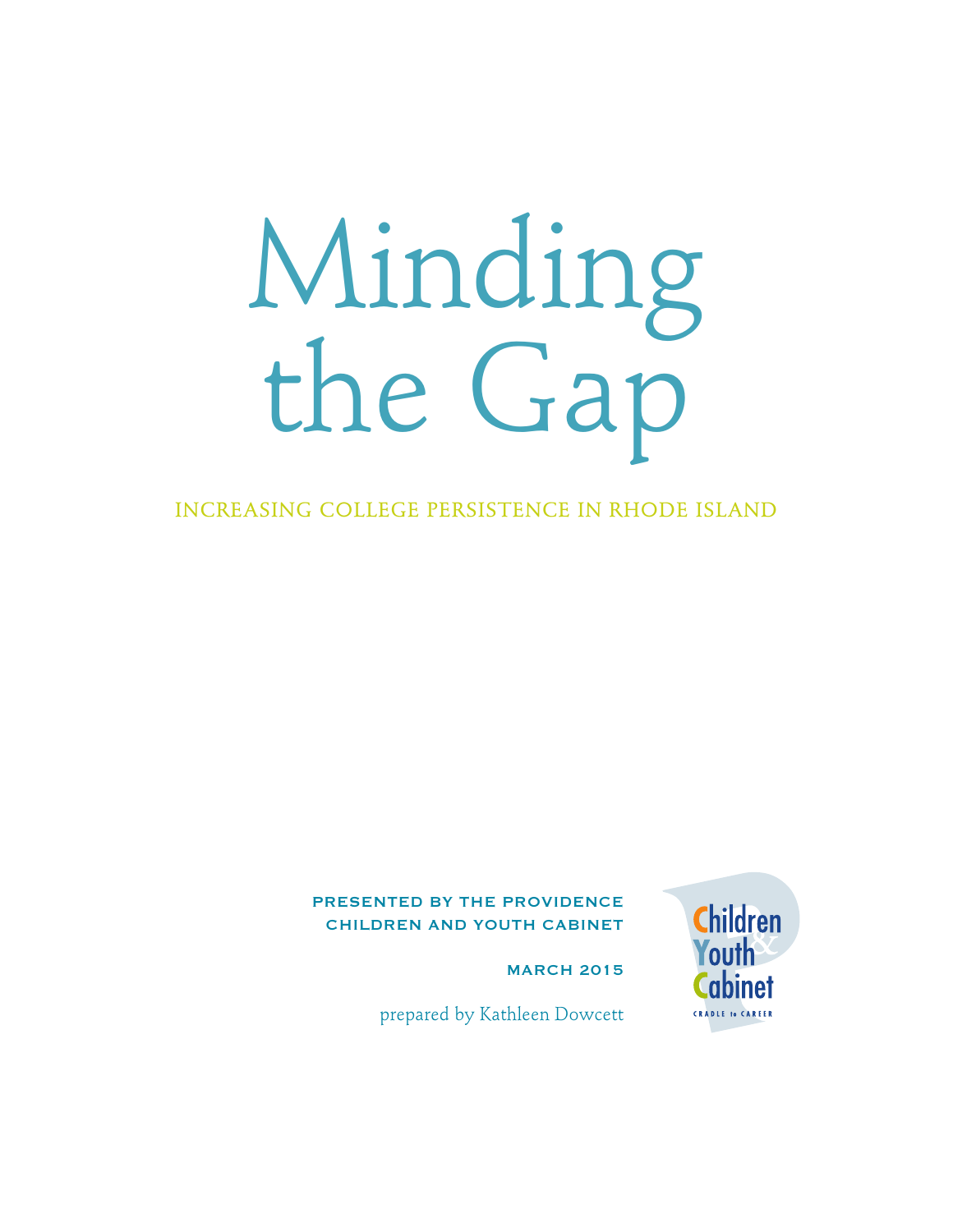# Minding the Gap

INCREASING COLLEGE PERSISTENCE IN RHODE ISLAND

PRESENTED BY THE PROVIDENCE CHILDREN AND YOUTH CABINET

MARCH 2015

prepared by Kathleen Dowcett

Children & Youth Cabinet

CRADLE to CAREER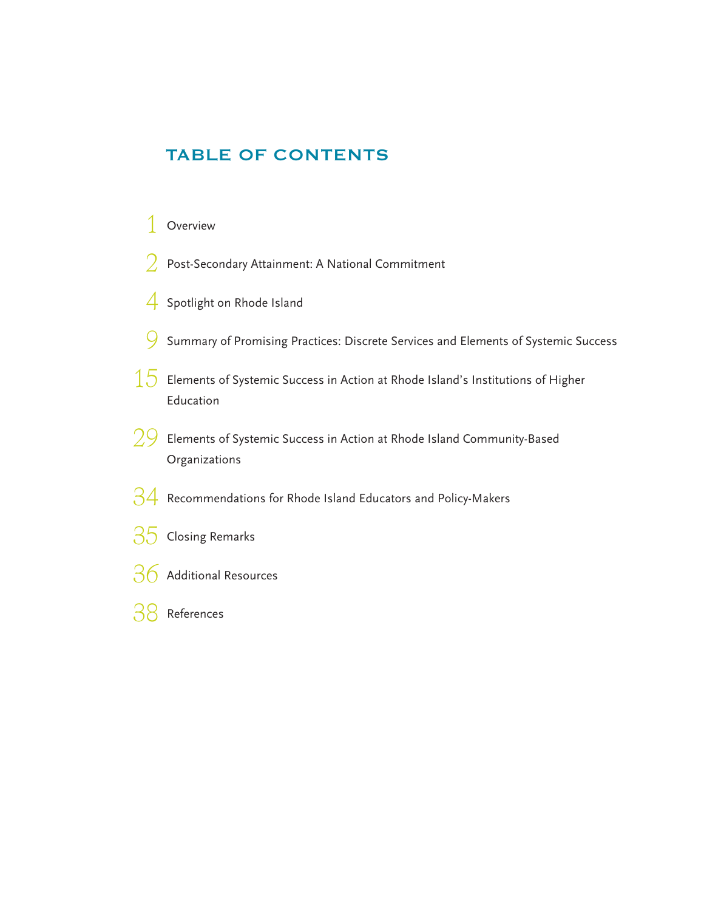# TABLE OF CONTENTS

1 Overview

2 Post-Secondary Attainment: A National Commitment

4 Spotlight on Rhode Island

9 Summary of Promising Practices: Discrete Services and Elements of Systemic Success

15 Elements of Systemic Success in Action at Rhode Island's Institutions of Higher Education

29 Elements of Systemic Success in Action at Rhode Island Community-Based Organizations

34 Recommendations for Rhode Island Educators and Policy-Makers

35 Closing Remarks

36 Additional Resources

38 References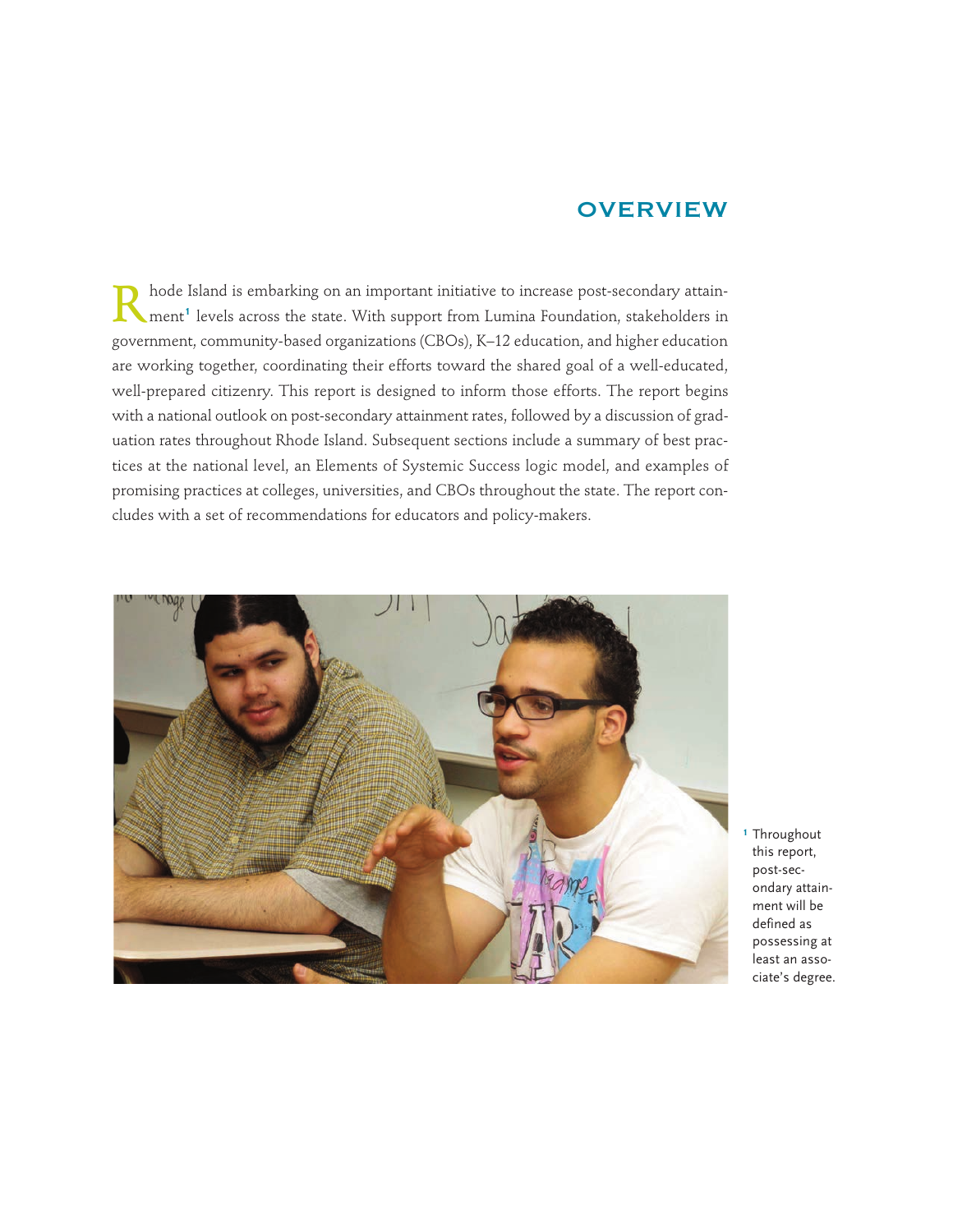# OVERVIEW

Rhode Island is embarking on an important initiative to increase post-secondary attainment[1] levels across the state. With support from Lumina Foundation, stakeholders in government, community-based organizations (CBOs), K–12 education, and higher education are working together, coordinating their efforts toward the shared goal of a well-educated, well-prepared citizenry. This report is designed to inform those efforts. The report begins with a national outlook on post-secondary attainment rates, followed by a discussion of graduation rates throughout Rhode Island. Subsequent sections include a summary of best practices at the national level, an Elements of Systemic Success logic model, and examples of promising practices at colleges, universities, and CBOs throughout the state. The report concludes with a set of recommendations for educators and policy-makers.

[1] Throughout this report, post-secondary attainment will be defined as possessing at least an associate's degree.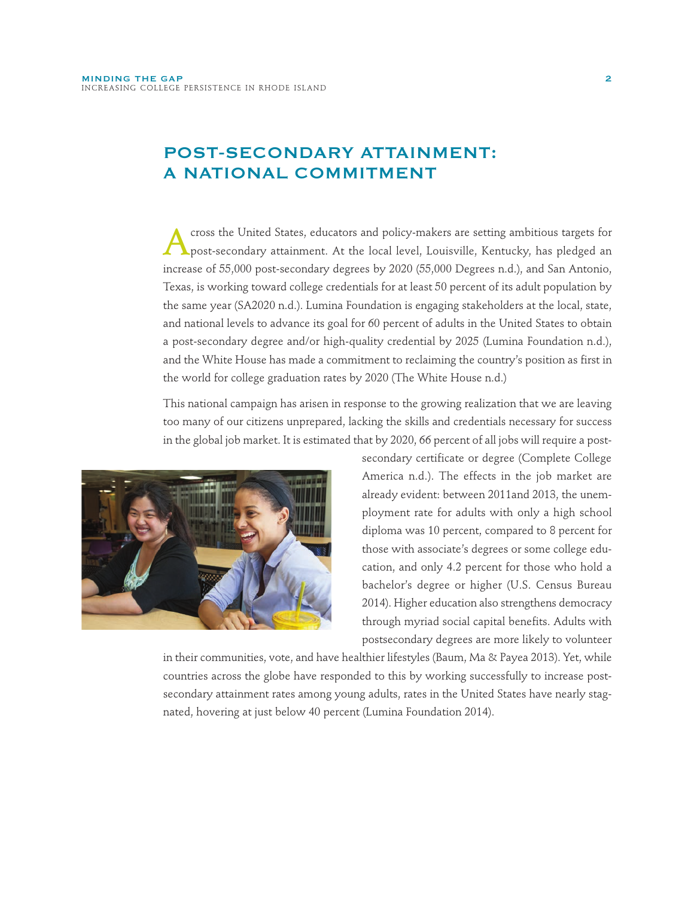# POST-SECONDARY ATTAINMENT: A NATIONAL COMMITMENT

Across the United States, educators and policy-makers are setting ambitious targets for post-secondary attainment. At the local level, Louisville, Kentucky, has pledged an increase of 55,000 post-secondary degrees by 2020 (55,000 Degrees n.d.), and San Antonio, Texas, is working toward college credentials for at least 50 percent of its adult population by the same year (SA2020 n.d.). Lumina Foundation is engaging stakeholders at the local, state, and national levels to advance its goal for 60 percent of adults in the United States to obtain a post-secondary degree and/or high-quality credential by 2025 (Lumina Foundation n.d.), and the White House has made a commitment to reclaiming the country's position as first in the world for college graduation rates by 2020 (The White House n.d.)

This national campaign has arisen in response to the growing realization that we are leaving too many of our citizens unprepared, lacking the skills and credentials necessary for success in the global job market. It is estimated that by 2020, 66 percent of all jobs will require a post-secondary certificate or degree (Complete College America n.d.). The effects in the job market are already evident: between 2011and 2013, the unemployment rate for adults with only a high school diploma was 10 percent, compared to 8 percent for those with associate's degrees or some college education, and only 4.2 percent for those who hold a bachelor's degree or higher (U.S. Census Bureau 2014). Higher education also strengthens democracy through myriad social capital benefits. Adults with postsecondary degrees are more likely to volunteer in their communities, vote, and have healthier lifestyles (Baum, Ma & Payea 2013). Yet, while countries across the globe have responded to this by working successfully to increase post-secondary attainment rates among young adults, rates in the United States have nearly stagnated, hovering at just below 40 percent (Lumina Foundation 2014).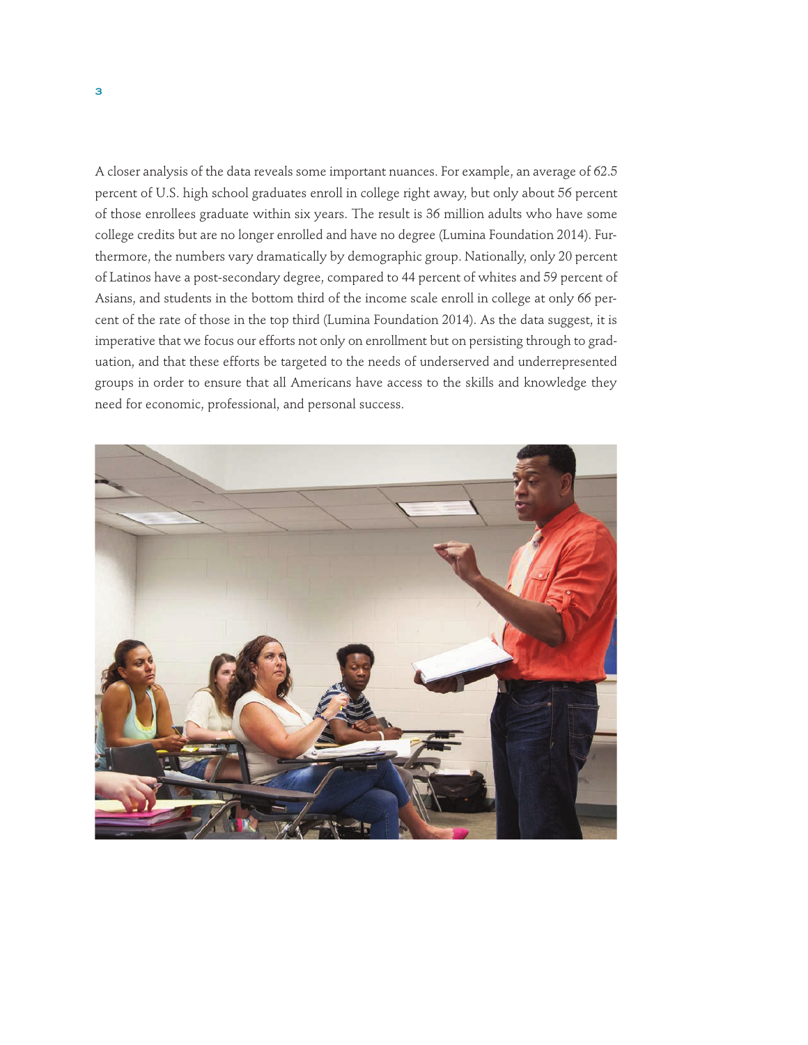A closer analysis of the data reveals some important nuances. For example, an average of 62.5 percent of U.S. high school graduates enroll in college right away, but only about 56 percent of those enrollees graduate within six years. The result is 36 million adults who have some college credits but are no longer enrolled and have no degree (Lumina Foundation 2014). Furthermore, the numbers vary dramatically by demographic group. Nationally, only 20 percent of Latinos have a post-secondary degree, compared to 44 percent of whites and 59 percent of Asians, and students in the bottom third of the income scale enroll in college at only 66 percent of the rate of those in the top third (Lumina Foundation 2014). As the data suggest, it is imperative that we focus our efforts not only on enrollment but on persisting through to graduation, and that these efforts be targeted to the needs of underserved and underrepresented groups in order to ensure that all Americans have access to the skills and knowledge they need for economic, professional, and personal success.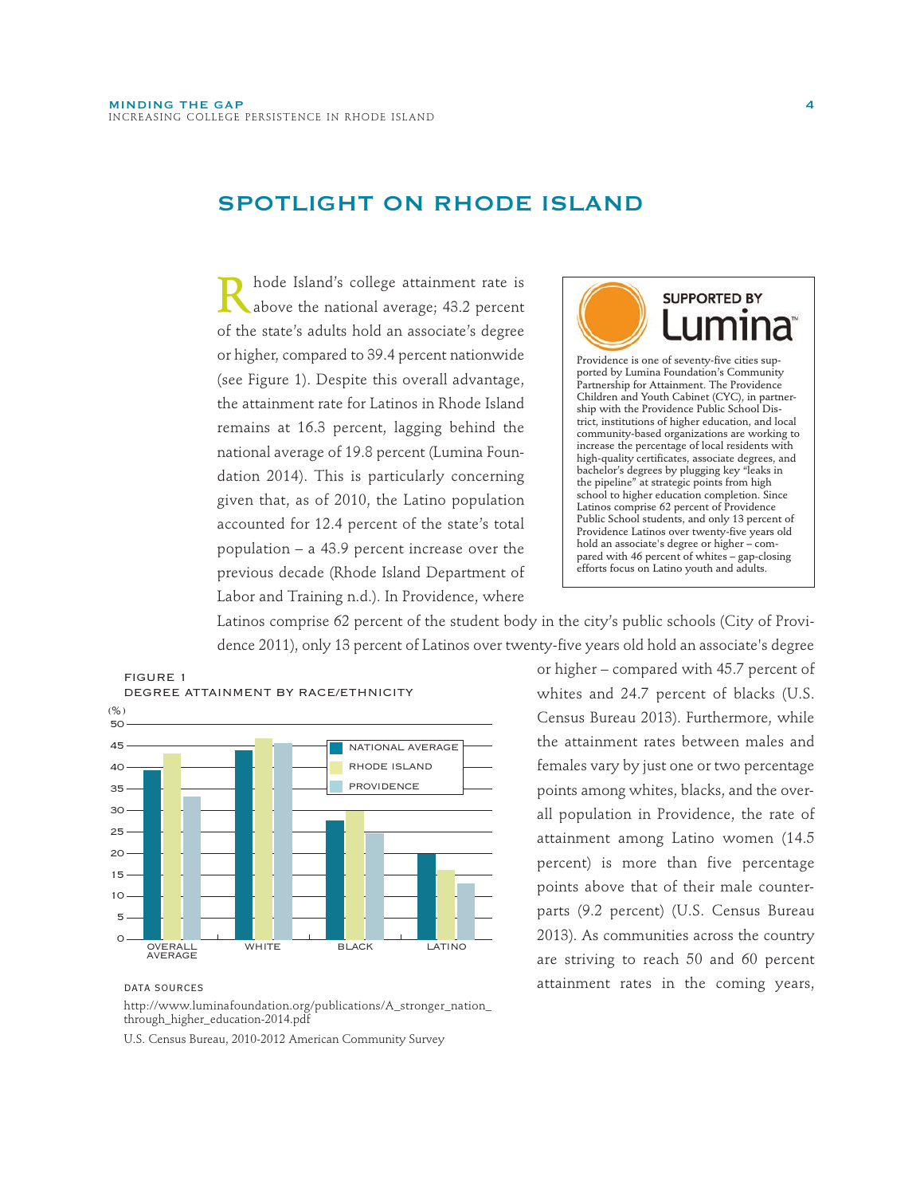## SPOTLIGHT ON RHODE ISLAND

Rhode Island's college attainment rate is above the national average; 43.2 percent of the state's adults hold an associate's degree or higher, compared to 39.4 percent nationwide (see Figure 1). Despite this overall advantage, the attainment rate for Latinos in Rhode Island remains at 16.3 percent, lagging behind the national average of 19.8 percent (Lumina Foundation 2014). This is particularly concerning given that, as of 2010, the Latino population accounted for 12.4 percent of the state's total population – a 43.9 percent increase over the previous decade (Rhode Island Department of Labor and Training n.d.). In Providence, where Latinos comprise 62 percent of the student body in the city's public schools (City of Providence 2011), only 13 percent of Latinos over twenty-five years old hold an associate's degree or higher – compared with 45.7 percent of whites and 24.7 percent of blacks (U.S. Census Bureau 2013). Furthermore, while the attainment rates between males and females vary by just one or two percentage points among whites, blacks, and the overall population in Providence, the rate of attainment among Latino women (14.5 percent) is more than five percentage points above that of their male counterparts (9.2 percent) (U.S. Census Bureau 2013). As communities across the country are striving to reach 50 and 60 percent attainment rates in the coming years,

> **SUPPORTED BY Lumina**
>
> Providence is one of seventy-five cities supported by Lumina Foundation's Community Partnership for Attainment. The Providence Children and Youth Cabinet (CYC), in partnership with the Providence Public School District, institutions of higher education, and local community-based organizations are working to increase the percentage of local residents with high-quality certificates, associate degrees, and bachelor's degrees by plugging key "leaks in the pipeline" at strategic points from high school to higher education completion. Since Latinos comprise 62 percent of Providence Public School students, and only 13 percent of Providence Latinos over twenty-five years old hold an associate's degree or higher – compared with 46 percent of whites – gap-closing efforts focus on Latino youth and adults.

FIGURE 1
DEGREE ATTAINMENT BY RACE/ETHNICITY

| (%) | National Average | Rhode Island | Providence |
|---|---|---|---|
| Overall Average | 39.4 | 43.2 | 33 |
| White | 44 | 46.5 | 45.7 |
| Black | 27.5 | 30 | 24.7 |
| Latino | 19.8 | 16.3 | 13 |

DATA SOURCES

http://www.luminafoundation.org/publications/A_stronger_nation_through_higher_education-2014.pdf

U.S. Census Bureau, 2010-2012 American Community Survey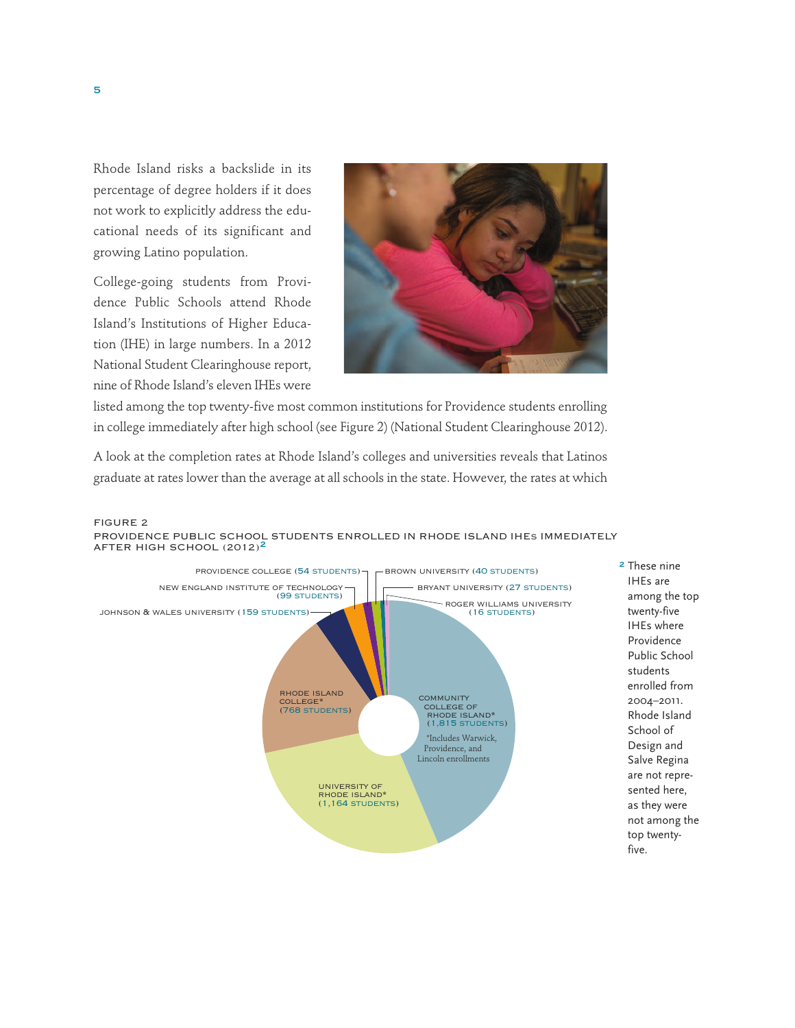Rhode Island risks a backslide in its percentage of degree holders if it does not work to explicitly address the educational needs of its significant and growing Latino population.

College-going students from Providence Public Schools attend Rhode Island's Institutions of Higher Education (IHE) in large numbers. In a 2012 National Student Clearinghouse report, nine of Rhode Island's eleven IHEs were listed among the top twenty-five most common institutions for Providence students enrolling in college immediately after high school (see Figure 2) (National Student Clearinghouse 2012).

A look at the completion rates at Rhode Island's colleges and universities reveals that Latinos graduate at rates lower than the average at all schools in the state. However, the rates at which

FIGURE 2

PROVIDENCE PUBLIC SCHOOL STUDENTS ENROLLED IN RHODE ISLAND IHEs IMMEDIATELY AFTER HIGH SCHOOL (2012)[2]

| Institution | Students |
| --- | --- |
| Community College of Rhode Island* | 1,815 |
| University of Rhode Island* | 1,164 |
| Rhode Island College* | 768 |
| Johnson & Wales University | 159 |
| New England Institute of Technology | 99 |
| Providence College | 54 |
| Brown University | 40 |
| Bryant University | 27 |
| Roger Williams University | 16 |

*Includes Warwick, Providence, and Lincoln enrollments

[2] These nine IHEs are among the top twenty-five IHEs where Providence Public School students enrolled from 2004–2011. Rhode Island School of Design and Salve Regina are not represented here, as they were not among the top twenty-five.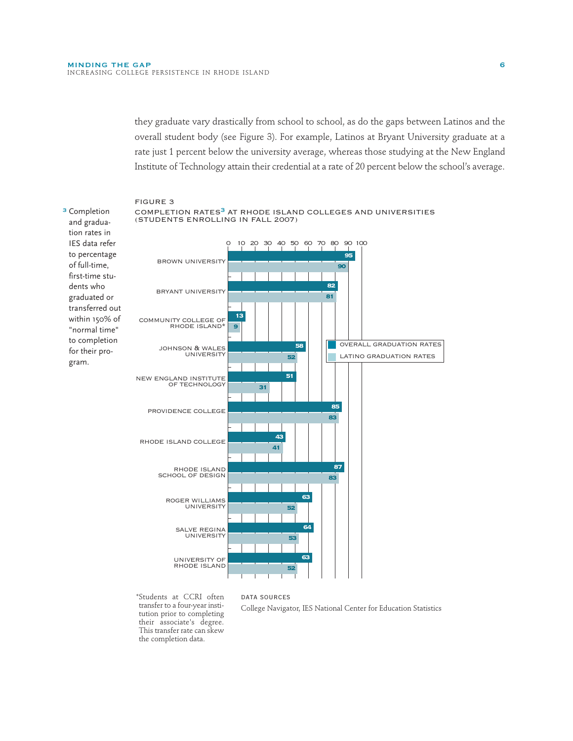they graduate vary drastically from school to school, as do the gaps between Latinos and the overall student body (see Figure 3). For example, Latinos at Bryant University graduate at a rate just 1 percent below the university average, whereas those studying at the New England Institute of Technology attain their credential at a rate of 20 percent below the school's average.

FIGURE 3

COMPLETION RATES[3] AT RHODE ISLAND COLLEGES AND UNIVERSITIES (STUDENTS ENROLLING IN FALL 2007)

| Institution | Overall Graduation Rates | Latino Graduation Rates |
|---|---|---|
| BROWN UNIVERSITY | 95 | 90 |
| BRYANT UNIVERSITY | 82 | 81 |
| COMMUNITY COLLEGE OF RHODE ISLAND* | 13 | 9 |
| JOHNSON & WALES UNIVERSITY | 58 | 52 |
| NEW ENGLAND INSTITUTE OF TECHNOLOGY | 51 | 31 |
| PROVIDENCE COLLEGE | 85 | 83 |
| RHODE ISLAND COLLEGE | 43 | 41 |
| RHODE ISLAND SCHOOL OF DESIGN | 87 | 83 |
| ROGER WILLIAMS UNIVERSITY | 63 | 52 |
| SALVE REGINA UNIVERSITY | 64 | 53 |
| UNIVERSITY OF RHODE ISLAND | 63 | 52 |

*Students at CCRI often transfer to a four-year institution prior to completing their associate's degree. This transfer rate can skew the completion data.

DATA SOURCES

College Navigator, IES National Center for Education Statistics

[3] Completion and graduation rates in IES data refer to percentage of full-time, first-time students who graduated or transferred out within 150% of "normal time" to completion for their program.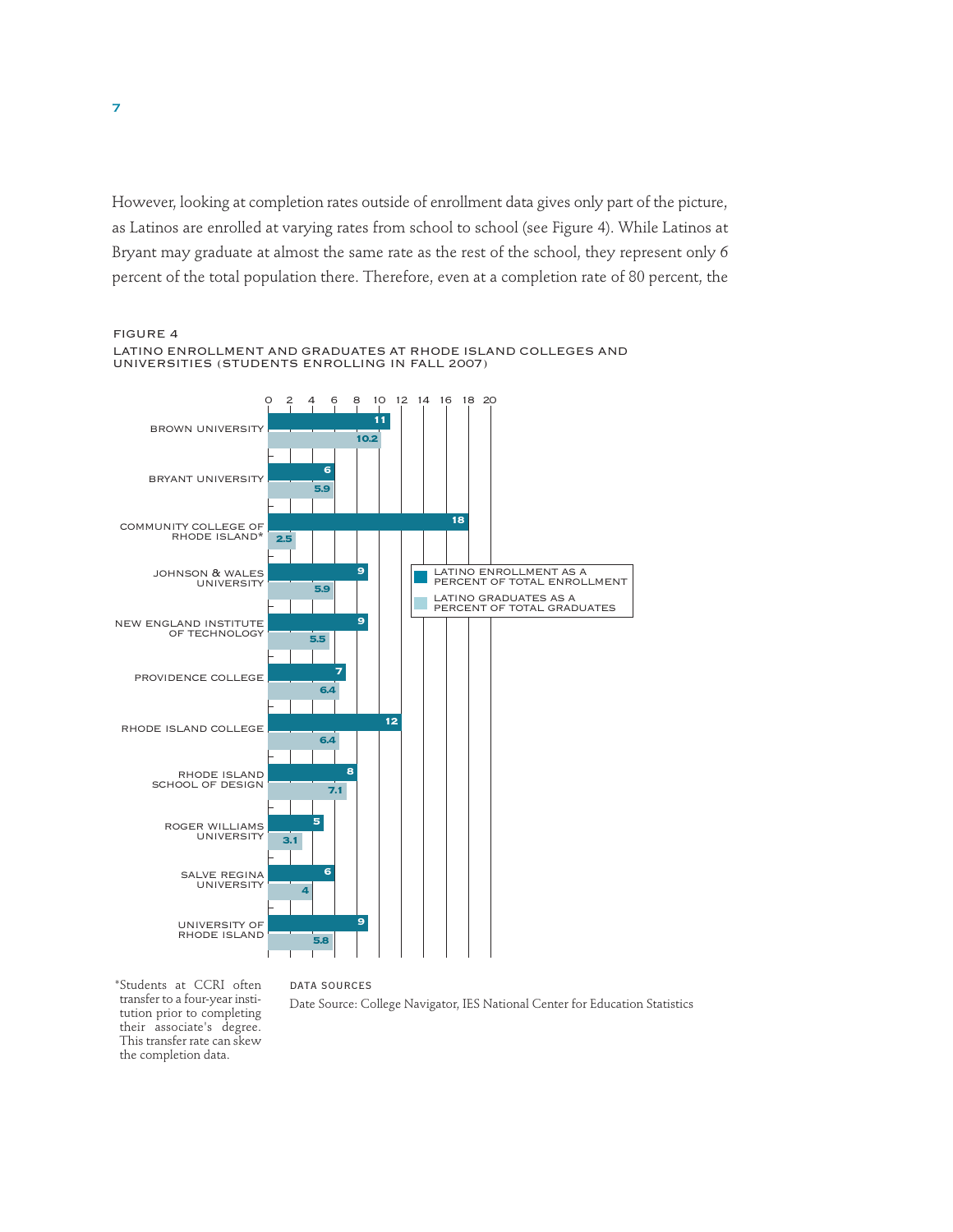However, looking at completion rates outside of enrollment data gives only part of the picture, as Latinos are enrolled at varying rates from school to school (see Figure 4). While Latinos at Bryant may graduate at almost the same rate as the rest of the school, they represent only 6 percent of the total population there. Therefore, even at a completion rate of 80 percent, the

FIGURE 4

LATINO ENROLLMENT AND GRADUATES AT RHODE ISLAND COLLEGES AND UNIVERSITIES (STUDENTS ENROLLING IN FALL 2007)

| Institution | Latino enrollment as a percent of total enrollment | Latino graduates as a percent of total graduates |
|---|---|---|
| Brown University | 11 | 10.2 |
| Bryant University | 6 | 5.9 |
| Community College of Rhode Island* | 18 | 2.5 |
| Johnson & Wales University | 9 | 5.9 |
| New England Institute of Technology | 9 | 5.5 |
| Providence College | 7 | 6.4 |
| Rhode Island College | 12 | 6.4 |
| Rhode Island School of Design | 8 | 7.1 |
| Roger Williams University | 5 | 3.1 |
| Salve Regina University | 6 | 4 |
| University of Rhode Island | 9 | 5.8 |

*Students at CCRI often transfer to a four-year institution prior to completing their associate's degree. This transfer rate can skew the completion data.

DATA SOURCES

Date Source: College Navigator, IES National Center for Education Statistics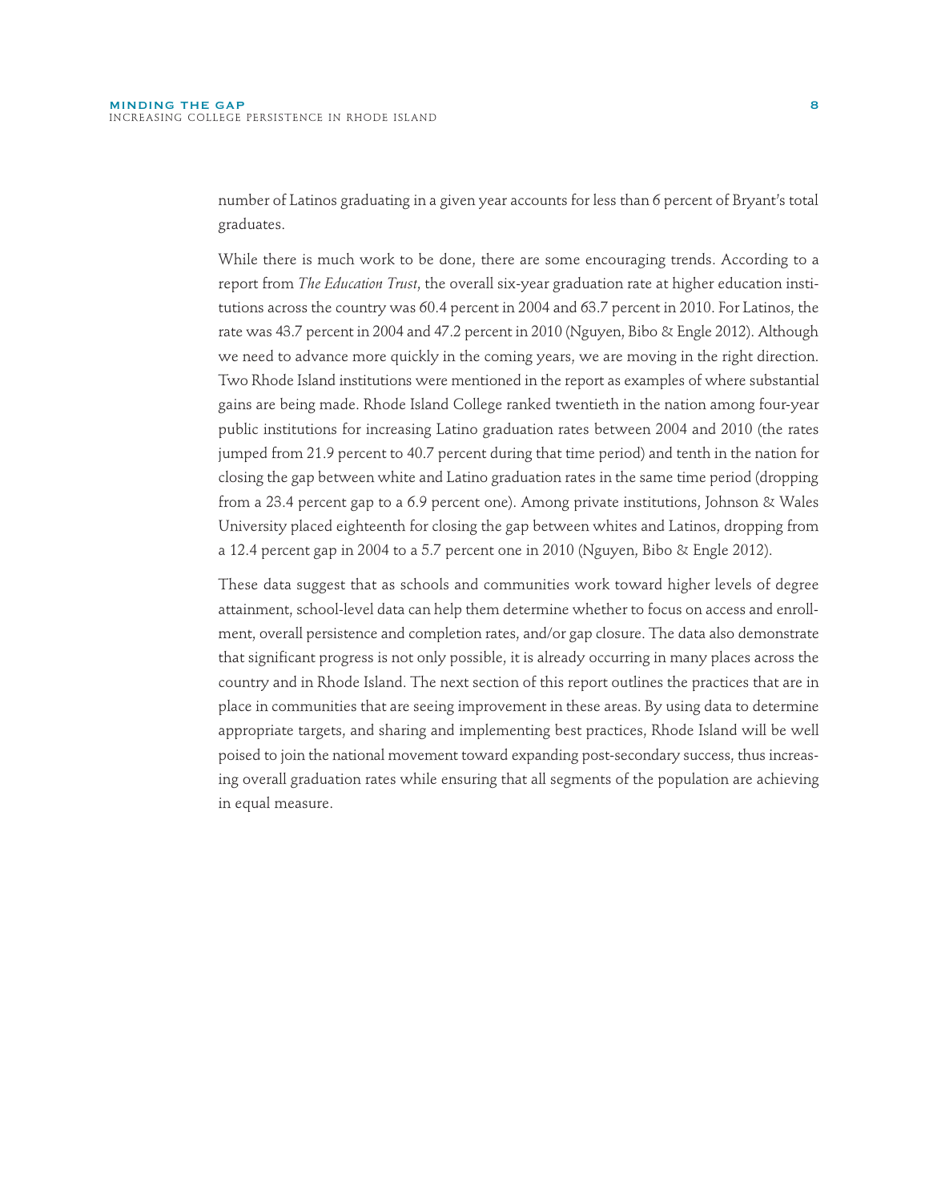number of Latinos graduating in a given year accounts for less than 6 percent of Bryant's total graduates.

While there is much work to be done, there are some encouraging trends. According to a report from *The Education Trust*, the overall six-year graduation rate at higher education institutions across the country was 60.4 percent in 2004 and 63.7 percent in 2010. For Latinos, the rate was 43.7 percent in 2004 and 47.2 percent in 2010 (Nguyen, Bibo & Engle 2012). Although we need to advance more quickly in the coming years, we are moving in the right direction. Two Rhode Island institutions were mentioned in the report as examples of where substantial gains are being made. Rhode Island College ranked twentieth in the nation among four-year public institutions for increasing Latino graduation rates between 2004 and 2010 (the rates jumped from 21.9 percent to 40.7 percent during that time period) and tenth in the nation for closing the gap between white and Latino graduation rates in the same time period (dropping from a 23.4 percent gap to a 6.9 percent one). Among private institutions, Johnson & Wales University placed eighteenth for closing the gap between whites and Latinos, dropping from a 12.4 percent gap in 2004 to a 5.7 percent one in 2010 (Nguyen, Bibo & Engle 2012).

These data suggest that as schools and communities work toward higher levels of degree attainment, school-level data can help them determine whether to focus on access and enrollment, overall persistence and completion rates, and/or gap closure. The data also demonstrate that significant progress is not only possible, it is already occurring in many places across the country and in Rhode Island. The next section of this report outlines the practices that are in place in communities that are seeing improvement in these areas. By using data to determine appropriate targets, and sharing and implementing best practices, Rhode Island will be well poised to join the national movement toward expanding post-secondary success, thus increasing overall graduation rates while ensuring that all segments of the population are achieving in equal measure.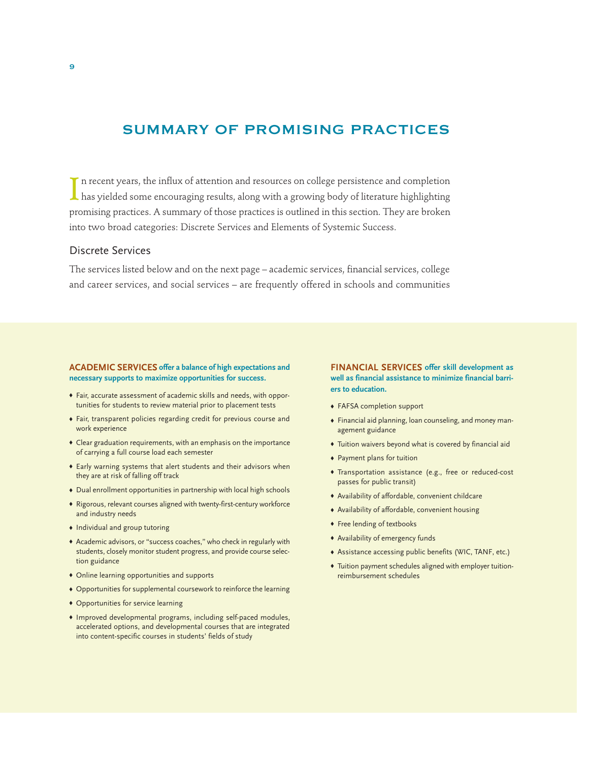# SUMMARY OF PROMISING PRACTICES

In recent years, the influx of attention and resources on college persistence and completion has yielded some encouraging results, along with a growing body of literature highlighting promising practices. A summary of those practices is outlined in this section. They are broken into two broad categories: Discrete Services and Elements of Systemic Success.

## Discrete Services

The services listed below and on the next page – academic services, financial services, college and career services, and social services – are frequently offered in schools and communities

**ACADEMIC SERVICES offer a balance of high expectations and necessary supports to maximize opportunities for success.**

- Fair, accurate assessment of academic skills and needs, with opportunities for students to review material prior to placement tests
- Fair, transparent policies regarding credit for previous course and work experience
- Clear graduation requirements, with an emphasis on the importance of carrying a full course load each semester
- Early warning systems that alert students and their advisors when they are at risk of falling off track
- Dual enrollment opportunities in partnership with local high schools
- Rigorous, relevant courses aligned with twenty-first-century workforce and industry needs
- Individual and group tutoring
- Academic advisors, or "success coaches," who check in regularly with students, closely monitor student progress, and provide course selection guidance
- Online learning opportunities and supports
- Opportunities for supplemental coursework to reinforce the learning
- Opportunities for service learning
- Improved developmental programs, including self-paced modules, accelerated options, and developmental courses that are integrated into content-specific courses in students' fields of study

**FINANCIAL SERVICES offer skill development as well as financial assistance to minimize financial barriers to education.**

- FAFSA completion support
- Financial aid planning, loan counseling, and money management guidance
- Tuition waivers beyond what is covered by financial aid
- Payment plans for tuition
- Transportation assistance (e.g., free or reduced-cost passes for public transit)
- Availability of affordable, convenient childcare
- Availability of affordable, convenient housing
- Free lending of textbooks
- Availability of emergency funds
- Assistance accessing public benefits (WIC, TANF, etc.)
- Tuition payment schedules aligned with employer tuition-reimbursement schedules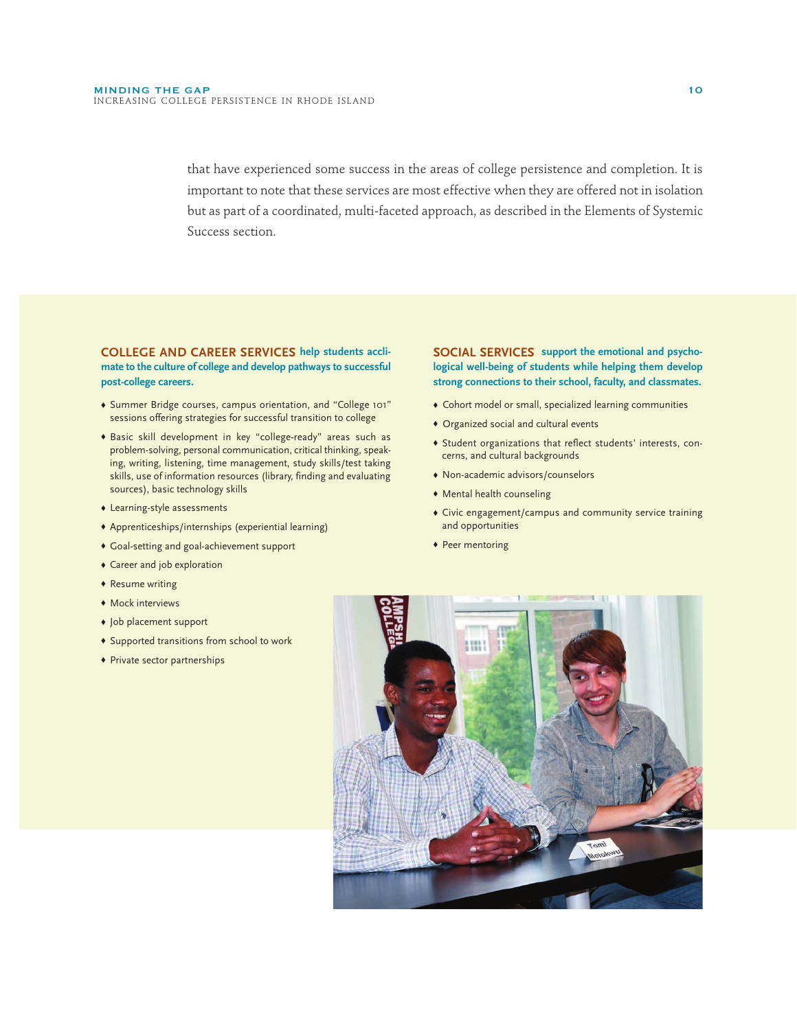that have experienced some success in the areas of college persistence and completion. It is important to note that these services are most effective when they are offered not in isolation but as part of a coordinated, multi-faceted approach, as described in the Elements of Systemic Success section.

**COLLEGE AND CAREER SERVICES help students acclimate to the culture of college and develop pathways to successful post-college careers.**

- Summer Bridge courses, campus orientation, and "College 101" sessions offering strategies for successful transition to college
- Basic skill development in key "college-ready" areas such as problem-solving, personal communication, critical thinking, speaking, writing, listening, time management, study skills/test taking skills, use of information resources (library, finding and evaluating sources), basic technology skills
- Learning-style assessments
- Apprenticeships/internships (experiential learning)
- Goal-setting and goal-achievement support
- Career and job exploration
- Resume writing
- Mock interviews
- Job placement support
- Supported transitions from school to work
- Private sector partnerships

**SOCIAL SERVICES support the emotional and psychological well-being of students while helping them develop strong connections to their school, faculty, and classmates.**

- Cohort model or small, specialized learning communities
- Organized social and cultural events
- Student organizations that reflect students' interests, concerns, and cultural backgrounds
- Non-academic advisors/counselors
- Mental health counseling
- Civic engagement/campus and community service training and opportunities
- Peer mentoring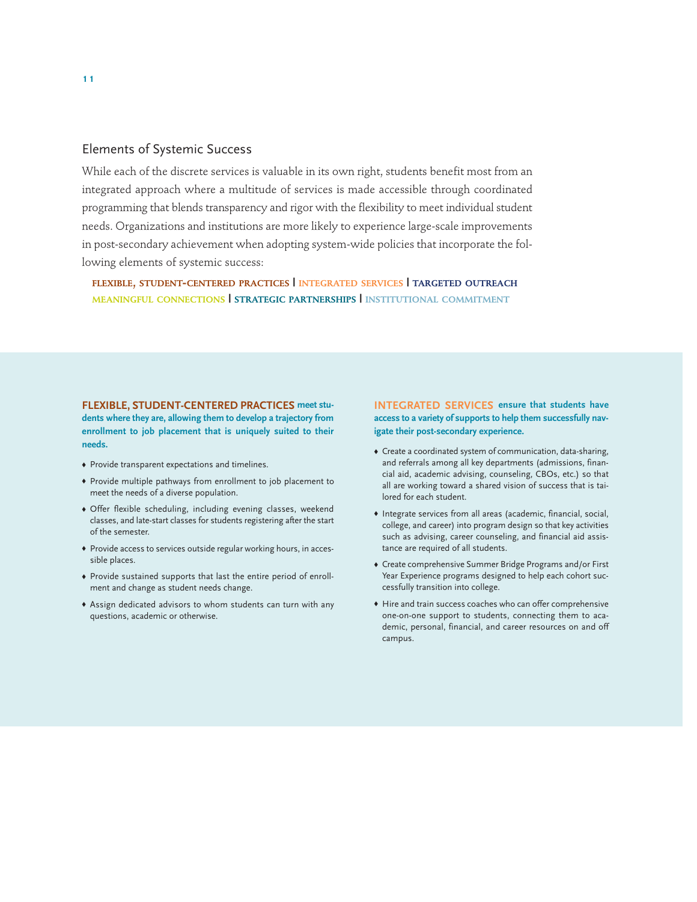## Elements of Systemic Success

While each of the discrete services is valuable in its own right, students benefit most from an integrated approach where a multitude of services is made accessible through coordinated programming that blends transparency and rigor with the flexibility to meet individual student needs. Organizations and institutions are more likely to experience large-scale improvements in post-secondary achievement when adopting system-wide policies that incorporate the following elements of systemic success:

**FLEXIBLE, STUDENT-CENTERED PRACTICES | INTEGRATED SERVICES | TARGETED OUTREACH**
**MEANINGFUL CONNECTIONS | STRATEGIC PARTNERSHIPS | INSTITUTIONAL COMMITMENT**

**FLEXIBLE, STUDENT-CENTERED PRACTICES meet students where they are, allowing them to develop a trajectory from enrollment to job placement that is uniquely suited to their needs.**

- Provide transparent expectations and timelines.
- Provide multiple pathways from enrollment to job placement to meet the needs of a diverse population.
- Offer flexible scheduling, including evening classes, weekend classes, and late-start classes for students registering after the start of the semester.
- Provide access to services outside regular working hours, in accessible places.
- Provide sustained supports that last the entire period of enrollment and change as student needs change.
- Assign dedicated advisors to whom students can turn with any questions, academic or otherwise.

**INTEGRATED SERVICES ensure that students have access to a variety of supports to help them successfully navigate their post-secondary experience.**

- Create a coordinated system of communication, data-sharing, and referrals among all key departments (admissions, financial aid, academic advising, counseling, CBOs, etc.) so that all are working toward a shared vision of success that is tailored for each student.
- Integrate services from all areas (academic, financial, social, college, and career) into program design so that key activities such as advising, career counseling, and financial aid assistance are required of all students.
- Create comprehensive Summer Bridge Programs and/or First Year Experience programs designed to help each cohort successfully transition into college.
- Hire and train success coaches who can offer comprehensive one-on-one support to students, connecting them to academic, personal, financial, and career resources on and off campus.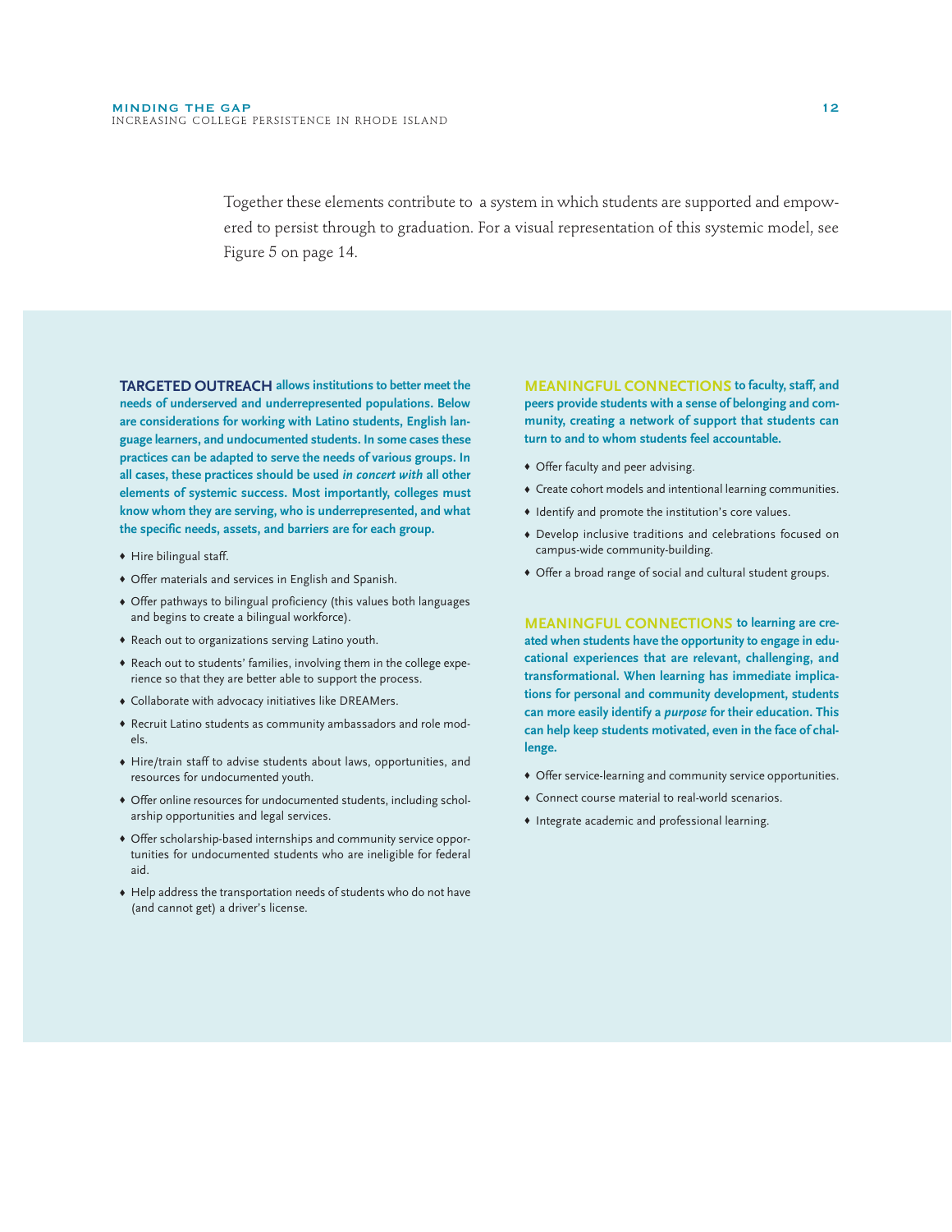Together these elements contribute to a system in which students are supported and empowered to persist through to graduation. For a visual representation of this systemic model, see Figure 5 on page 14.

**TARGETED OUTREACH allows institutions to better meet the needs of underserved and underrepresented populations. Below are considerations for working with Latino students, English language learners, and undocumented students. In some cases these practices can be adapted to serve the needs of various groups. In all cases, these practices should be used *in concert with* all other elements of systemic success. Most importantly, colleges must know whom they are serving, who is underrepresented, and what the specific needs, assets, and barriers are for each group.**

- Hire bilingual staff.
- Offer materials and services in English and Spanish.
- Offer pathways to bilingual proficiency (this values both languages and begins to create a bilingual workforce).
- Reach out to organizations serving Latino youth.
- Reach out to students' families, involving them in the college experience so that they are better able to support the process.
- Collaborate with advocacy initiatives like DREAMers.
- Recruit Latino students as community ambassadors and role models.
- Hire/train staff to advise students about laws, opportunities, and resources for undocumented youth.
- Offer online resources for undocumented students, including scholarship opportunities and legal services.
- Offer scholarship-based internships and community service opportunities for undocumented students who are ineligible for federal aid.
- Help address the transportation needs of students who do not have (and cannot get) a driver's license.

**MEANINGFUL CONNECTIONS to faculty, staff, and peers provide students with a sense of belonging and community, creating a network of support that students can turn to and to whom students feel accountable.**

- Offer faculty and peer advising.
- Create cohort models and intentional learning communities.
- Identify and promote the institution's core values.
- Develop inclusive traditions and celebrations focused on campus-wide community-building.
- Offer a broad range of social and cultural student groups.

**MEANINGFUL CONNECTIONS to learning are created when students have the opportunity to engage in educational experiences that are relevant, challenging, and transformational. When learning has immediate implications for personal and community development, students can more easily identify a *purpose* for their education. This can help keep students motivated, even in the face of challenge.**

- Offer service-learning and community service opportunities.
- Connect course material to real-world scenarios.
- Integrate academic and professional learning.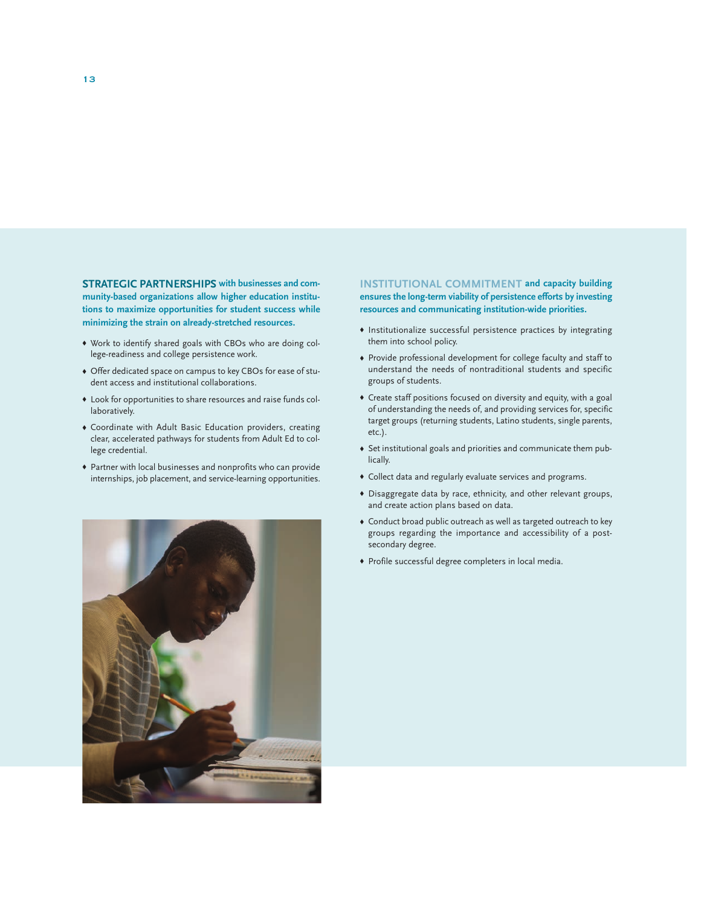**STRATEGIC PARTNERSHIPS with businesses and community-based organizations allow higher education institutions to maximize opportunities for student success while minimizing the strain on already-stretched resources.**

- Work to identify shared goals with CBOs who are doing college-readiness and college persistence work.
- Offer dedicated space on campus to key CBOs for ease of student access and institutional collaborations.
- Look for opportunities to share resources and raise funds collaboratively.
- Coordinate with Adult Basic Education providers, creating clear, accelerated pathways for students from Adult Ed to college credential.
- Partner with local businesses and nonprofits who can provide internships, job placement, and service-learning opportunities.

**INSTITUTIONAL COMMITMENT and capacity building ensures the long-term viability of persistence efforts by investing resources and communicating institution-wide priorities.**

- Institutionalize successful persistence practices by integrating them into school policy.
- Provide professional development for college faculty and staff to understand the needs of nontraditional students and specific groups of students.
- Create staff positions focused on diversity and equity, with a goal of understanding the needs of, and providing services for, specific target groups (returning students, Latino students, single parents, etc.).
- Set institutional goals and priorities and communicate them publically.
- Collect data and regularly evaluate services and programs.
- Disaggregate data by race, ethnicity, and other relevant groups, and create action plans based on data.
- Conduct broad public outreach as well as targeted outreach to key groups regarding the importance and accessibility of a post-secondary degree.
- Profile successful degree completers in local media.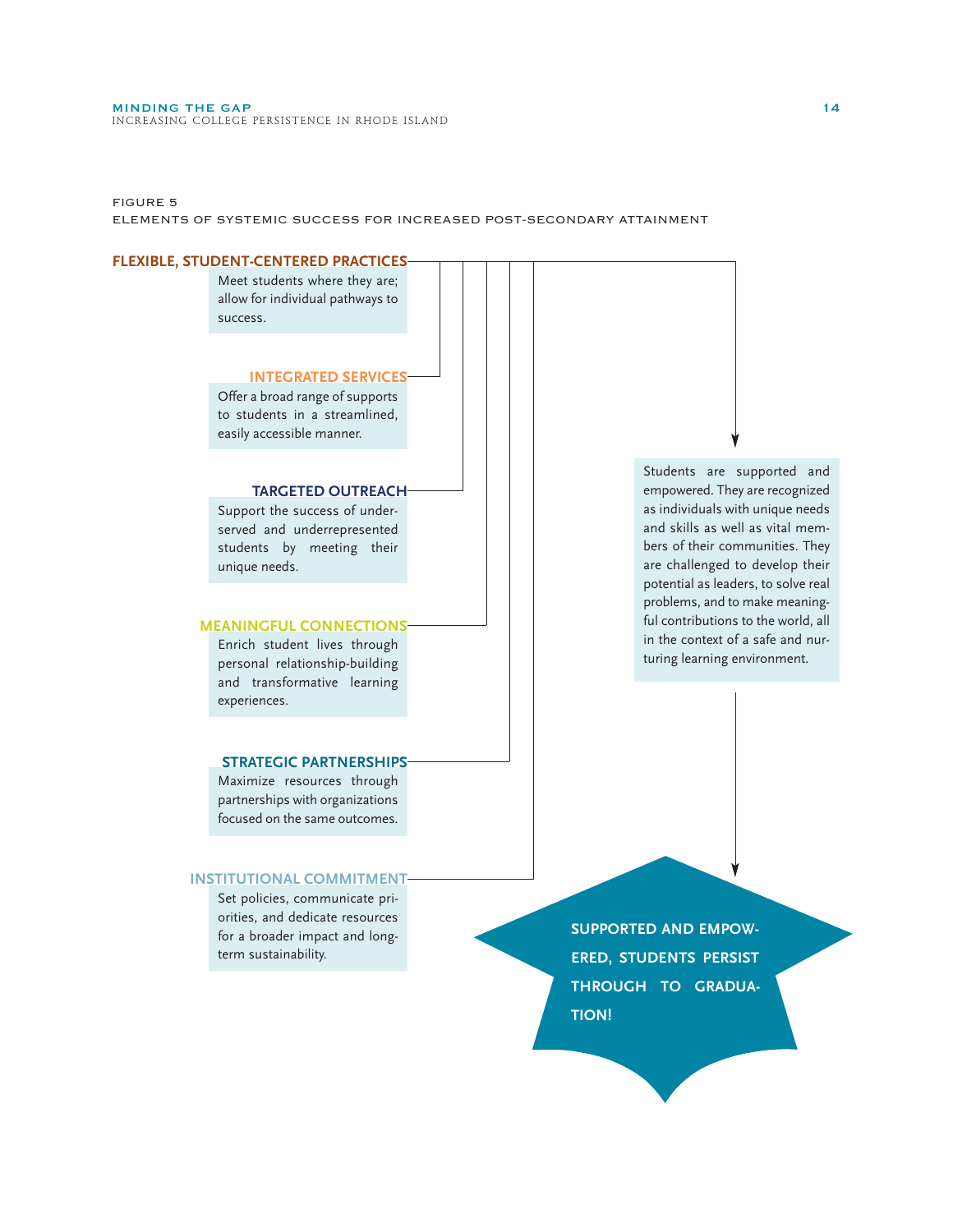FIGURE 5

ELEMENTS OF SYSTEMIC SUCCESS FOR INCREASED POST-SECONDARY ATTAINMENT

**FLEXIBLE, STUDENT-CENTERED PRACTICES**

Meet students where they are; allow for individual pathways to success.

**INTEGRATED SERVICES**

Offer a broad range of supports to students in a streamlined, easily accessible manner.

**TARGETED OUTREACH**

Support the success of under-served and underrepresented students by meeting their unique needs.

**MEANINGFUL CONNECTIONS**

Enrich student lives through personal relationship-building and transformative learning experiences.

**STRATEGIC PARTNERSHIPS**

Maximize resources through partnerships with organizations focused on the same outcomes.

**INSTITUTIONAL COMMITMENT**

Set policies, communicate priorities, and dedicate resources for a broader impact and long-term sustainability.

Students are supported and empowered. They are recognized as individuals with unique needs and skills as well as vital members of their communities. They are challenged to develop their potential as leaders, to solve real problems, and to make meaningful contributions to the world, all in the context of a safe and nurturing learning environment.

**SUPPORTED AND EMPOWERED, STUDENTS PERSIST THROUGH TO GRADUATION!**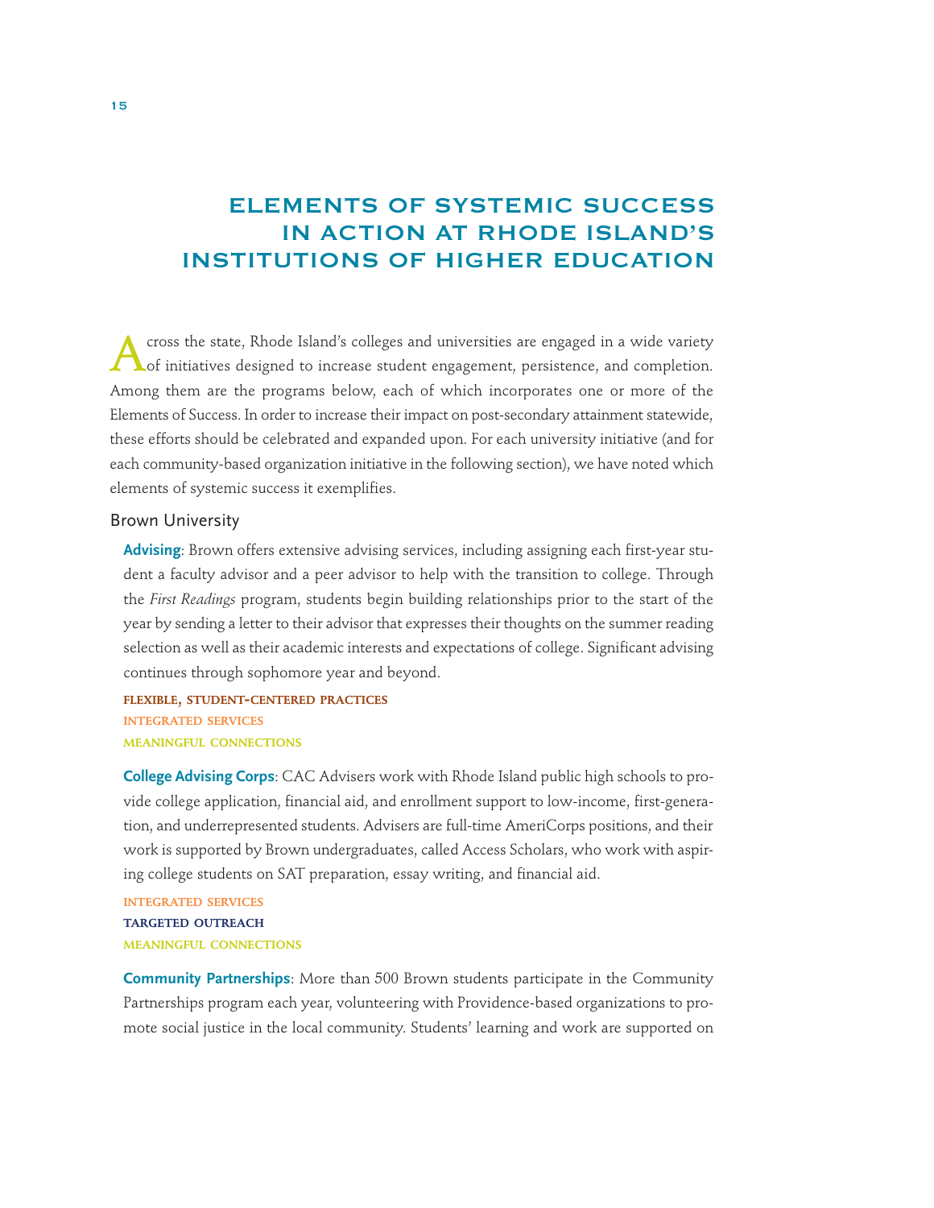# ELEMENTS OF SYSTEMIC SUCCESS IN ACTION AT RHODE ISLAND'S INSTITUTIONS OF HIGHER EDUCATION

Across the state, Rhode Island's colleges and universities are engaged in a wide variety of initiatives designed to increase student engagement, persistence, and completion. Among them are the programs below, each of which incorporates one or more of the Elements of Success. In order to increase their impact on post-secondary attainment statewide, these efforts should be celebrated and expanded upon. For each university initiative (and for each community-based organization initiative in the following section), we have noted which elements of systemic success it exemplifies.

## Brown University

**Advising**: Brown offers extensive advising services, including assigning each first-year student a faculty advisor and a peer advisor to help with the transition to college. Through the *First Readings* program, students begin building relationships prior to the start of the year by sending a letter to their advisor that expresses their thoughts on the summer reading selection as well as their academic interests and expectations of college. Significant advising continues through sophomore year and beyond.

FLEXIBLE, STUDENT-CENTERED PRACTICES
INTEGRATED SERVICES
MEANINGFUL CONNECTIONS

**College Advising Corps**: CAC Advisers work with Rhode Island public high schools to provide college application, financial aid, and enrollment support to low-income, first-generation, and underrepresented students. Advisers are full-time AmeriCorps positions, and their work is supported by Brown undergraduates, called Access Scholars, who work with aspiring college students on SAT preparation, essay writing, and financial aid.

INTEGRATED SERVICES
TARGETED OUTREACH
MEANINGFUL CONNECTIONS

**Community Partnerships**: More than 500 Brown students participate in the Community Partnerships program each year, volunteering with Providence-based organizations to promote social justice in the local community. Students' learning and work are supported on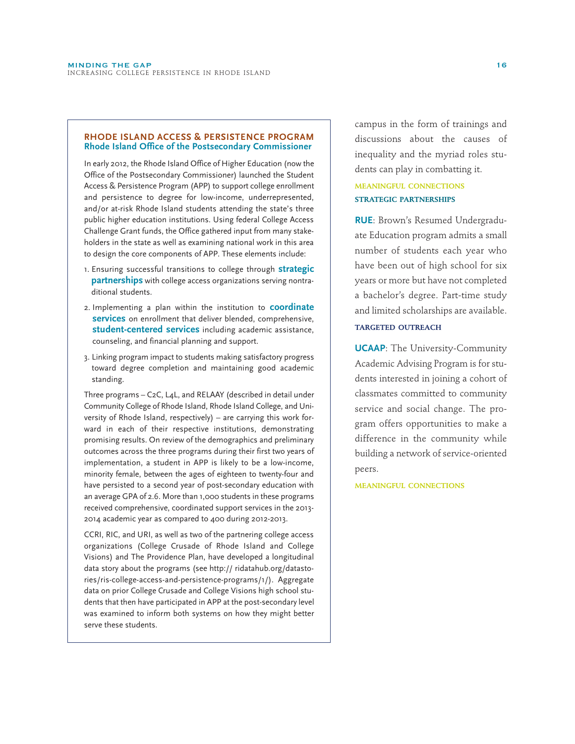### RHODE ISLAND ACCESS & PERSISTENCE PROGRAM
**Rhode Island Office of the Postsecondary Commissioner**

In early 2012, the Rhode Island Office of Higher Education (now the Office of the Postsecondary Commissioner) launched the Student Access & Persistence Program (APP) to support college enrollment and persistence to degree for low-income, underrepresented, and/or at-risk Rhode Island students attending the state's three public higher education institutions. Using federal College Access Challenge Grant funds, the Office gathered input from many stakeholders in the state as well as examining national work in this area to design the core components of APP. These elements include:

1. Ensuring successful transitions to college through **strategic partnerships** with college access organizations serving nontraditional students.
2. Implementing a plan within the institution to **coordinate services** on enrollment that deliver blended, comprehensive, **student-centered services** including academic assistance, counseling, and financial planning and support.
3. Linking program impact to students making satisfactory progress toward degree completion and maintaining good academic standing.

Three programs – C2C, L4L, and RELAAY (described in detail under Community College of Rhode Island, Rhode Island College, and University of Rhode Island, respectively) – are carrying this work forward in each of their respective institutions, demonstrating promising results. On review of the demographics and preliminary outcomes across the three programs during their first two years of implementation, a student in APP is likely to be a low-income, minority female, between the ages of eighteen to twenty-four and have persisted to a second year of post-secondary education with an average GPA of 2.6. More than 1,000 students in these programs received comprehensive, coordinated support services in the 2013-2014 academic year as compared to 400 during 2012-2013.

CCRI, RIC, and URI, as well as two of the partnering college access organizations (College Crusade of Rhode Island and College Visions) and The Providence Plan, have developed a longitudinal data story about the programs (see http:// ridatahub.org/datastories/ris-college-access-and-persistence-programs/1/). Aggregate data on prior College Crusade and College Visions high school students that then have participated in APP at the post-secondary level was examined to inform both systems on how they might better serve these students.

campus in the form of trainings and discussions about the causes of inequality and the myriad roles students can play in combatting it.

MEANINGFUL CONNECTIONS
STRATEGIC PARTNERSHIPS

**RUE**: Brown's Resumed Undergraduate Education program admits a small number of students each year who have been out of high school for six years or more but have not completed a bachelor's degree. Part-time study and limited scholarships are available.

TARGETED OUTREACH

**UCAAP**: The University-Community Academic Advising Program is for students interested in joining a cohort of classmates committed to community service and social change. The program offers opportunities to make a difference in the community while building a network of service-oriented peers.

MEANINGFUL CONNECTIONS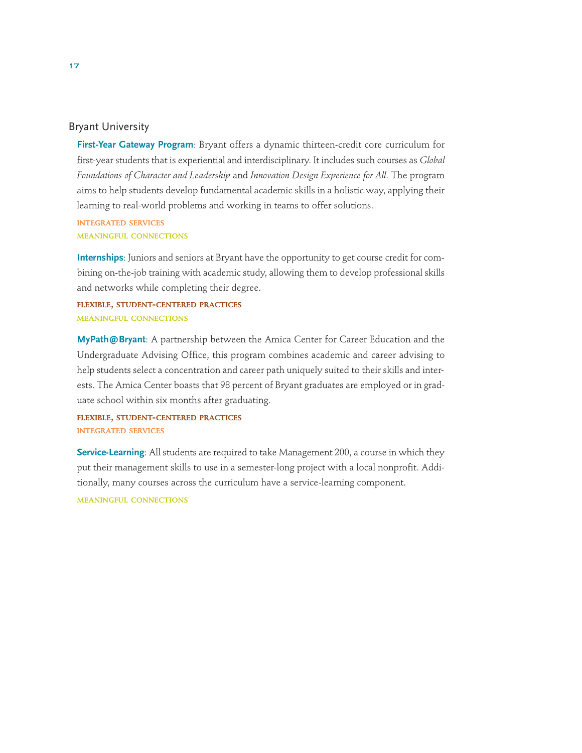## Bryant University

**First-Year Gateway Program**: Bryant offers a dynamic thirteen-credit core curriculum for first-year students that is experiential and interdisciplinary. It includes such courses as *Global Foundations of Character and Leadership* and *Innovation Design Experience for All*. The program aims to help students develop fundamental academic skills in a holistic way, applying their learning to real-world problems and working in teams to offer solutions.

INTEGRATED SERVICES
MEANINGFUL CONNECTIONS

**Internships**: Juniors and seniors at Bryant have the opportunity to get course credit for combining on-the-job training with academic study, allowing them to develop professional skills and networks while completing their degree.

FLEXIBLE, STUDENT-CENTERED PRACTICES
MEANINGFUL CONNECTIONS

**MyPath@Bryant**: A partnership between the Amica Center for Career Education and the Undergraduate Advising Office, this program combines academic and career advising to help students select a concentration and career path uniquely suited to their skills and interests. The Amica Center boasts that 98 percent of Bryant graduates are employed or in graduate school within six months after graduating.

FLEXIBLE, STUDENT-CENTERED PRACTICES
INTEGRATED SERVICES

**Service-Learning**: All students are required to take Management 200, a course in which they put their management skills to use in a semester-long project with a local nonprofit. Additionally, many courses across the curriculum have a service-learning component.

MEANINGFUL CONNECTIONS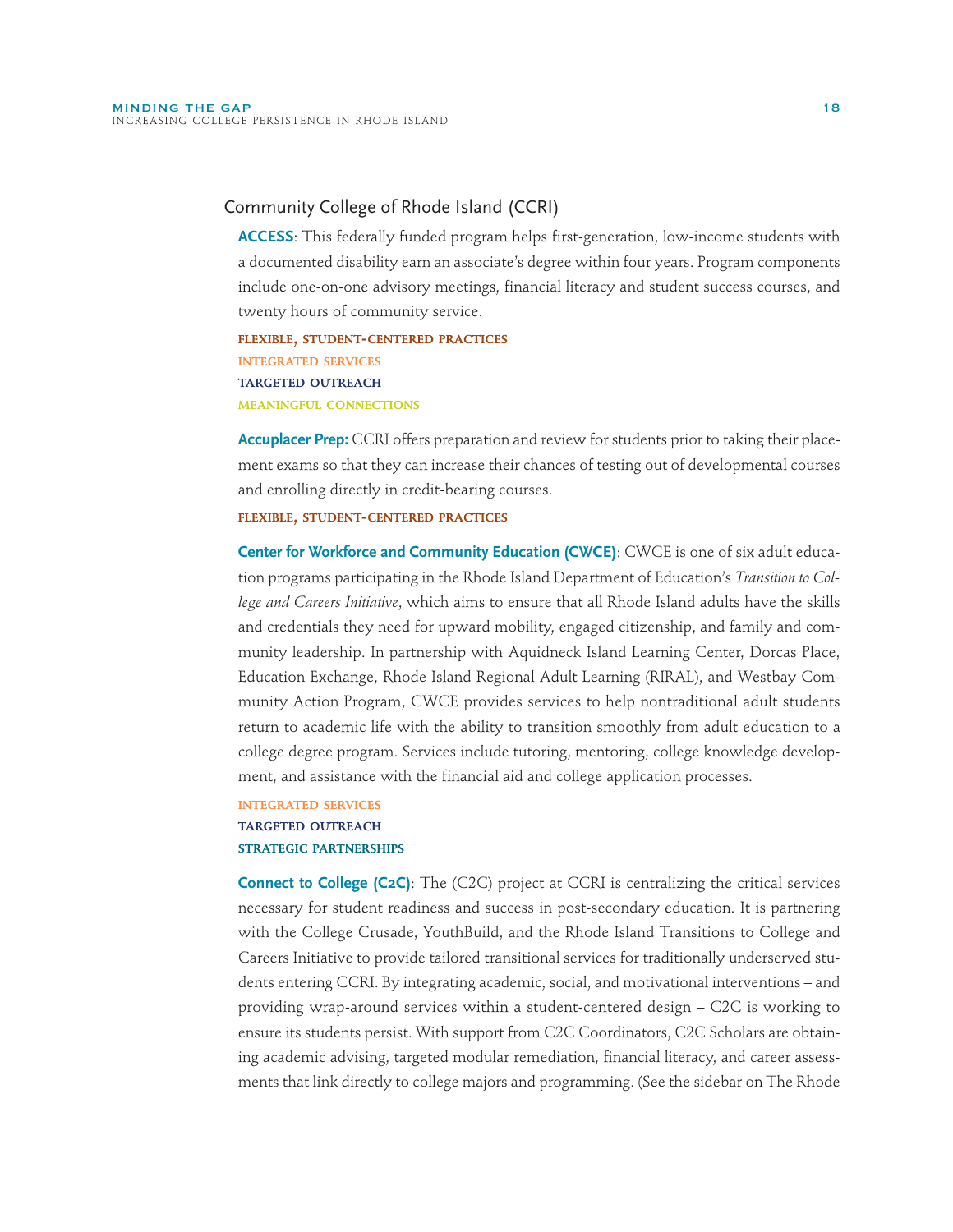## Community College of Rhode Island (CCRI)

**ACCESS**: This federally funded program helps first-generation, low-income students with a documented disability earn an associate's degree within four years. Program components include one-on-one advisory meetings, financial literacy and student success courses, and twenty hours of community service.

FLEXIBLE, STUDENT-CENTERED PRACTICES
INTEGRATED SERVICES
TARGETED OUTREACH
MEANINGFUL CONNECTIONS

**Accuplacer Prep:** CCRI offers preparation and review for students prior to taking their placement exams so that they can increase their chances of testing out of developmental courses and enrolling directly in credit-bearing courses.

FLEXIBLE, STUDENT-CENTERED PRACTICES

**Center for Workforce and Community Education (CWCE)**: CWCE is one of six adult education programs participating in the Rhode Island Department of Education's *Transition to College and Careers Initiative*, which aims to ensure that all Rhode Island adults have the skills and credentials they need for upward mobility, engaged citizenship, and family and community leadership. In partnership with Aquidneck Island Learning Center, Dorcas Place, Education Exchange, Rhode Island Regional Adult Learning (RIRAL), and Westbay Community Action Program, CWCE provides services to help nontraditional adult students return to academic life with the ability to transition smoothly from adult education to a college degree program. Services include tutoring, mentoring, college knowledge development, and assistance with the financial aid and college application processes.

INTEGRATED SERVICES
TARGETED OUTREACH
STRATEGIC PARTNERSHIPS

**Connect to College (C2C)**: The (C2C) project at CCRI is centralizing the critical services necessary for student readiness and success in post-secondary education. It is partnering with the College Crusade, YouthBuild, and the Rhode Island Transitions to College and Careers Initiative to provide tailored transitional services for traditionally underserved students entering CCRI. By integrating academic, social, and motivational interventions – and providing wrap-around services within a student-centered design – C2C is working to ensure its students persist. With support from C2C Coordinators, C2C Scholars are obtaining academic advising, targeted modular remediation, financial literacy, and career assessments that link directly to college majors and programming. (See the sidebar on The Rhode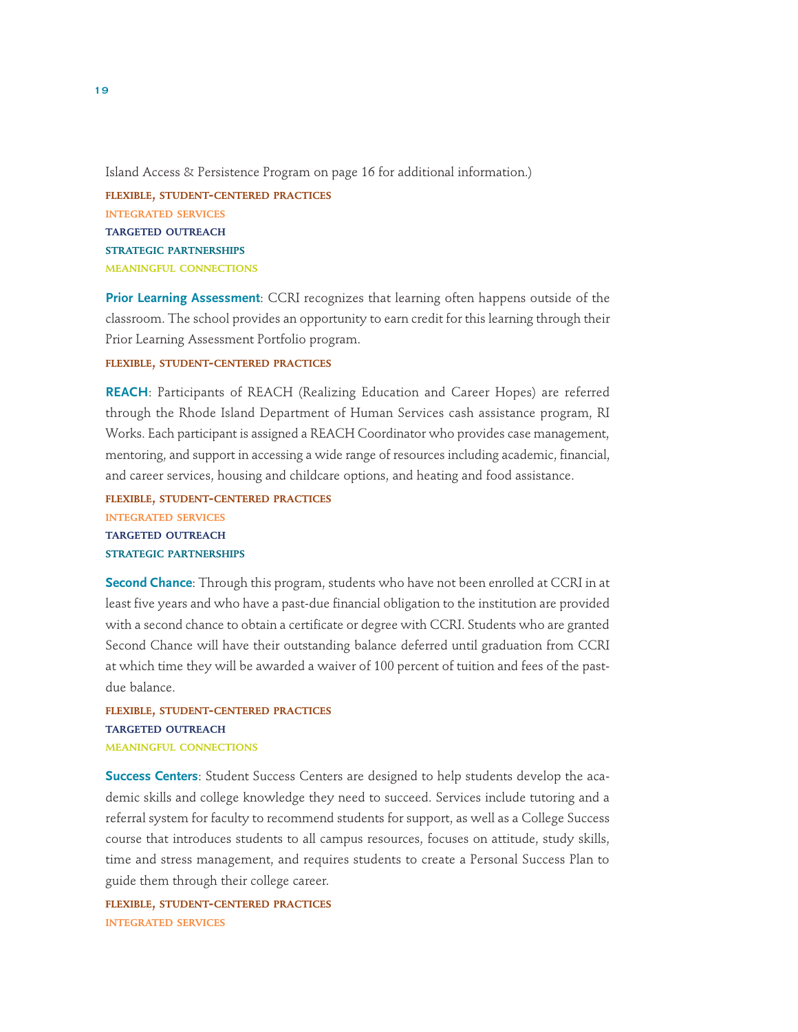Island Access & Persistence Program on page 16 for additional information.)

**FLEXIBLE, STUDENT-CENTERED PRACTICES**
**INTEGRATED SERVICES**
**TARGETED OUTREACH**
**STRATEGIC PARTNERSHIPS**
**MEANINGFUL CONNECTIONS**

**Prior Learning Assessment**: CCRI recognizes that learning often happens outside of the classroom. The school provides an opportunity to earn credit for this learning through their Prior Learning Assessment Portfolio program.

**FLEXIBLE, STUDENT-CENTERED PRACTICES**

**REACH**: Participants of REACH (Realizing Education and Career Hopes) are referred through the Rhode Island Department of Human Services cash assistance program, RI Works. Each participant is assigned a REACH Coordinator who provides case management, mentoring, and support in accessing a wide range of resources including academic, financial, and career services, housing and childcare options, and heating and food assistance.

**FLEXIBLE, STUDENT-CENTERED PRACTICES**
**INTEGRATED SERVICES**
**TARGETED OUTREACH**
**STRATEGIC PARTNERSHIPS**

**Second Chance**: Through this program, students who have not been enrolled at CCRI in at least five years and who have a past-due financial obligation to the institution are provided with a second chance to obtain a certificate or degree with CCRI. Students who are granted Second Chance will have their outstanding balance deferred until graduation from CCRI at which time they will be awarded a waiver of 100 percent of tuition and fees of the past-due balance.

**FLEXIBLE, STUDENT-CENTERED PRACTICES**
**TARGETED OUTREACH**
**MEANINGFUL CONNECTIONS**

**Success Centers**: Student Success Centers are designed to help students develop the academic skills and college knowledge they need to succeed. Services include tutoring and a referral system for faculty to recommend students for support, as well as a College Success course that introduces students to all campus resources, focuses on attitude, study skills, time and stress management, and requires students to create a Personal Success Plan to guide them through their college career.

**FLEXIBLE, STUDENT-CENTERED PRACTICES**
**INTEGRATED SERVICES**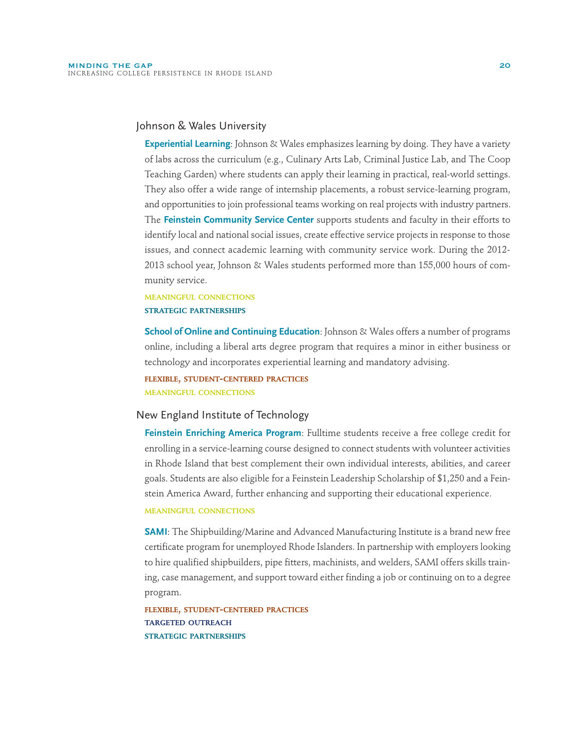## Johnson & Wales University

**Experiential Learning**: Johnson & Wales emphasizes learning by doing. They have a variety of labs across the curriculum (e.g., Culinary Arts Lab, Criminal Justice Lab, and The Coop Teaching Garden) where students can apply their learning in practical, real-world settings. They also offer a wide range of internship placements, a robust service-learning program, and opportunities to join professional teams working on real projects with industry partners. The **Feinstein Community Service Center** supports students and faculty in their efforts to identify local and national social issues, create effective service projects in response to those issues, and connect academic learning with community service work. During the 2012-2013 school year, Johnson & Wales students performed more than 155,000 hours of community service.

MEANINGFUL CONNECTIONS
STRATEGIC PARTNERSHIPS

**School of Online and Continuing Education**: Johnson & Wales offers a number of programs online, including a liberal arts degree program that requires a minor in either business or technology and incorporates experiential learning and mandatory advising.

FLEXIBLE, STUDENT-CENTERED PRACTICES
MEANINGFUL CONNECTIONS

## New England Institute of Technology

**Feinstein Enriching America Program**: Fulltime students receive a free college credit for enrolling in a service-learning course designed to connect students with volunteer activities in Rhode Island that best complement their own individual interests, abilities, and career goals. Students are also eligible for a Feinstein Leadership Scholarship of $1,250 and a Feinstein America Award, further enhancing and supporting their educational experience.

MEANINGFUL CONNECTIONS

**SAMI**: The Shipbuilding/Marine and Advanced Manufacturing Institute is a brand new free certificate program for unemployed Rhode Islanders. In partnership with employers looking to hire qualified shipbuilders, pipe fitters, machinists, and welders, SAMI offers skills training, case management, and support toward either finding a job or continuing on to a degree program.

FLEXIBLE, STUDENT-CENTERED PRACTICES
TARGETED OUTREACH
STRATEGIC PARTNERSHIPS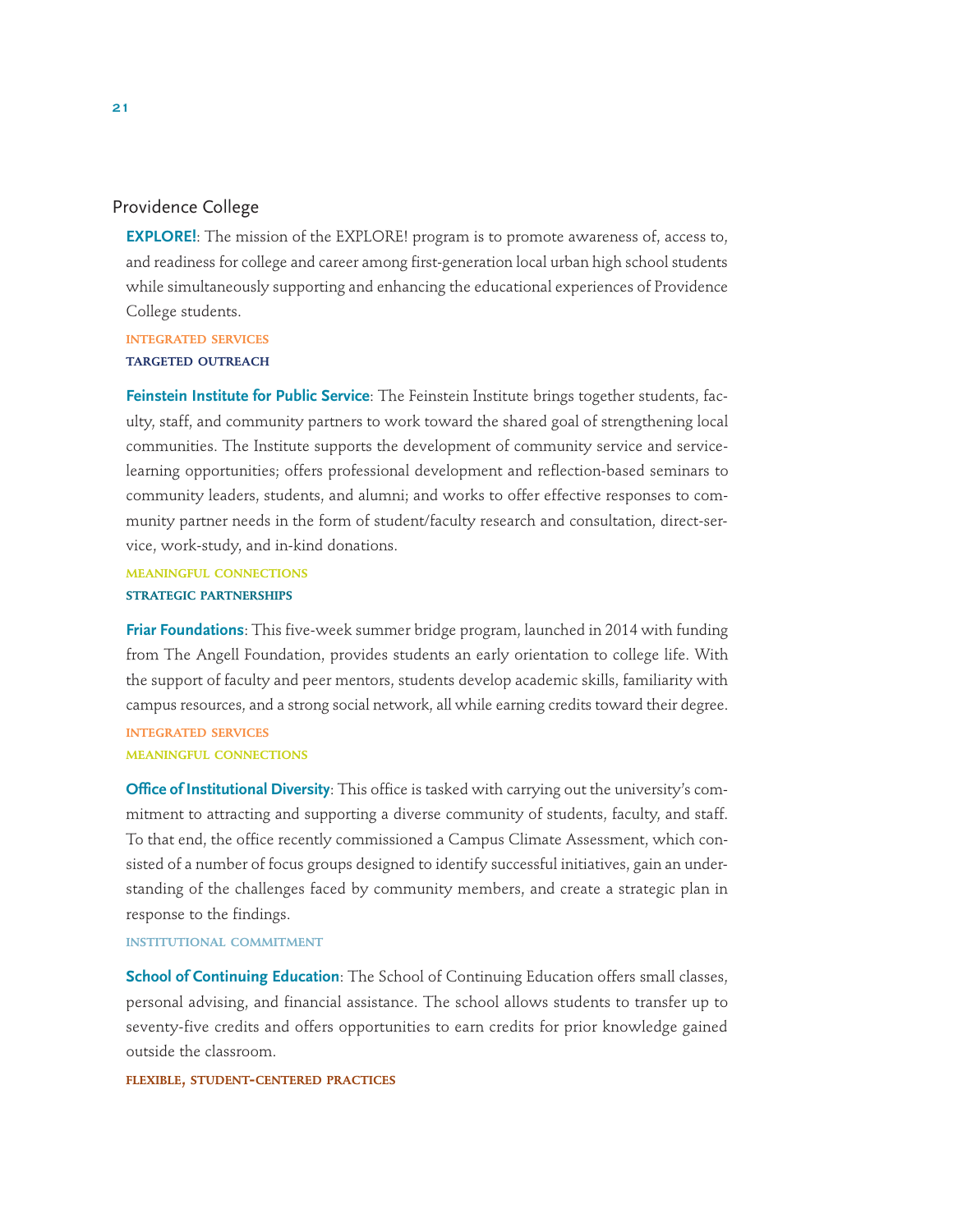## Providence College

**EXPLORE!**: The mission of the EXPLORE! program is to promote awareness of, access to, and readiness for college and career among first-generation local urban high school students while simultaneously supporting and enhancing the educational experiences of Providence College students.

INTEGRATED SERVICES
TARGETED OUTREACH

**Feinstein Institute for Public Service**: The Feinstein Institute brings together students, faculty, staff, and community partners to work toward the shared goal of strengthening local communities. The Institute supports the development of community service and service-learning opportunities; offers professional development and reflection-based seminars to community leaders, students, and alumni; and works to offer effective responses to community partner needs in the form of student/faculty research and consultation, direct-service, work-study, and in-kind donations.

MEANINGFUL CONNECTIONS
STRATEGIC PARTNERSHIPS

**Friar Foundations**: This five-week summer bridge program, launched in 2014 with funding from The Angell Foundation, provides students an early orientation to college life. With the support of faculty and peer mentors, students develop academic skills, familiarity with campus resources, and a strong social network, all while earning credits toward their degree.

INTEGRATED SERVICES
MEANINGFUL CONNECTIONS

**Office of Institutional Diversity**: This office is tasked with carrying out the university's commitment to attracting and supporting a diverse community of students, faculty, and staff. To that end, the office recently commissioned a Campus Climate Assessment, which consisted of a number of focus groups designed to identify successful initiatives, gain an understanding of the challenges faced by community members, and create a strategic plan in response to the findings.

INSTITUTIONAL COMMITMENT

**School of Continuing Education**: The School of Continuing Education offers small classes, personal advising, and financial assistance. The school allows students to transfer up to seventy-five credits and offers opportunities to earn credits for prior knowledge gained outside the classroom.

FLEXIBLE, STUDENT-CENTERED PRACTICES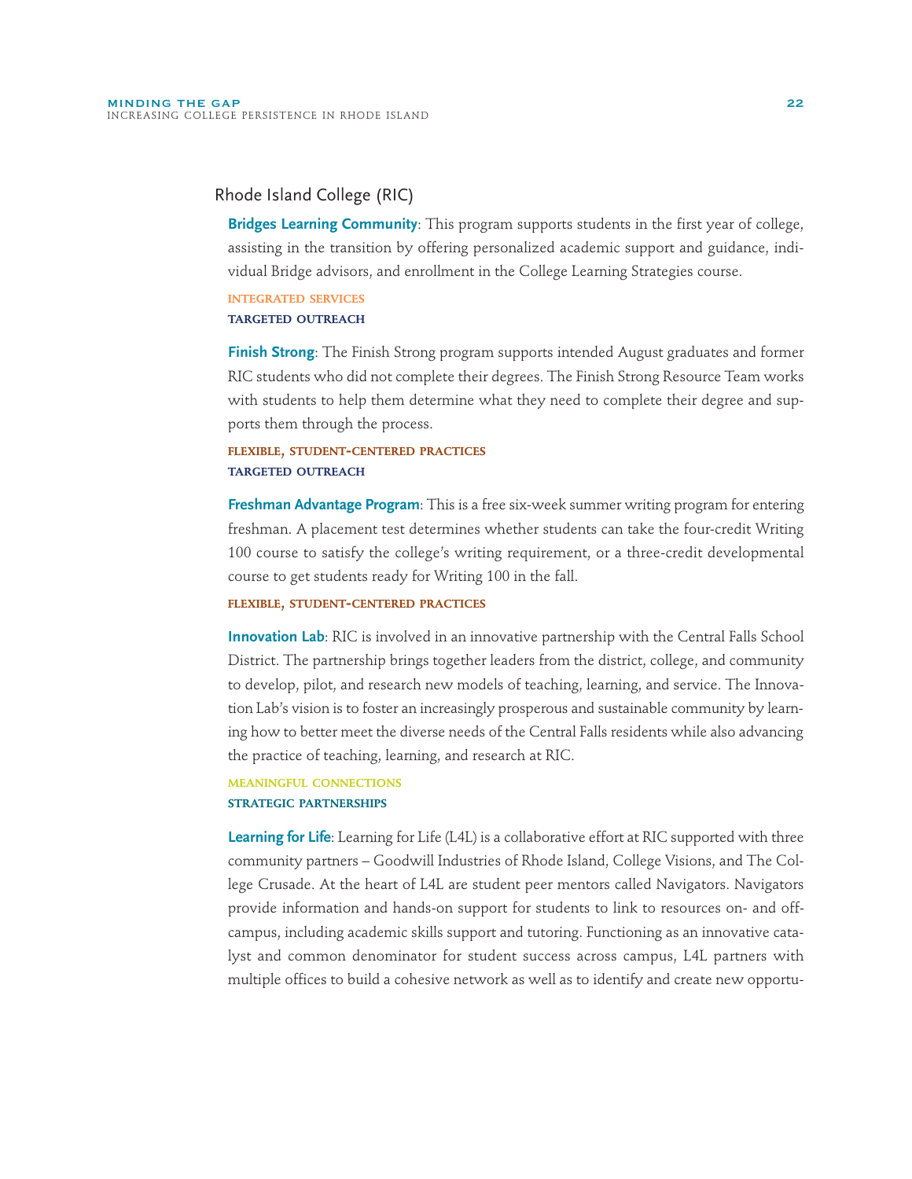## Rhode Island College (RIC)

**Bridges Learning Community**: This program supports students in the first year of college, assisting in the transition by offering personalized academic support and guidance, individual Bridge advisors, and enrollment in the College Learning Strategies course.

INTEGRATED SERVICES
TARGETED OUTREACH

**Finish Strong**: The Finish Strong program supports intended August graduates and former RIC students who did not complete their degrees. The Finish Strong Resource Team works with students to help them determine what they need to complete their degree and supports them through the process.

FLEXIBLE, STUDENT-CENTERED PRACTICES
TARGETED OUTREACH

**Freshman Advantage Program**: This is a free six-week summer writing program for entering freshman. A placement test determines whether students can take the four-credit Writing 100 course to satisfy the college's writing requirement, or a three-credit developmental course to get students ready for Writing 100 in the fall.

FLEXIBLE, STUDENT-CENTERED PRACTICES

**Innovation Lab**: RIC is involved in an innovative partnership with the Central Falls School District. The partnership brings together leaders from the district, college, and community to develop, pilot, and research new models of teaching, learning, and service. The Innovation Lab's vision is to foster an increasingly prosperous and sustainable community by learning how to better meet the diverse needs of the Central Falls residents while also advancing the practice of teaching, learning, and research at RIC.

MEANINGFUL CONNECTIONS
STRATEGIC PARTNERSHIPS

**Learning for Life**: Learning for Life (L4L) is a collaborative effort at RIC supported with three community partners – Goodwill Industries of Rhode Island, College Visions, and The College Crusade. At the heart of L4L are student peer mentors called Navigators. Navigators provide information and hands-on support for students to link to resources on- and off-campus, including academic skills support and tutoring. Functioning as an innovative catalyst and common denominator for student success across campus, L4L partners with multiple offices to build a cohesive network as well as to identify and create new opportu-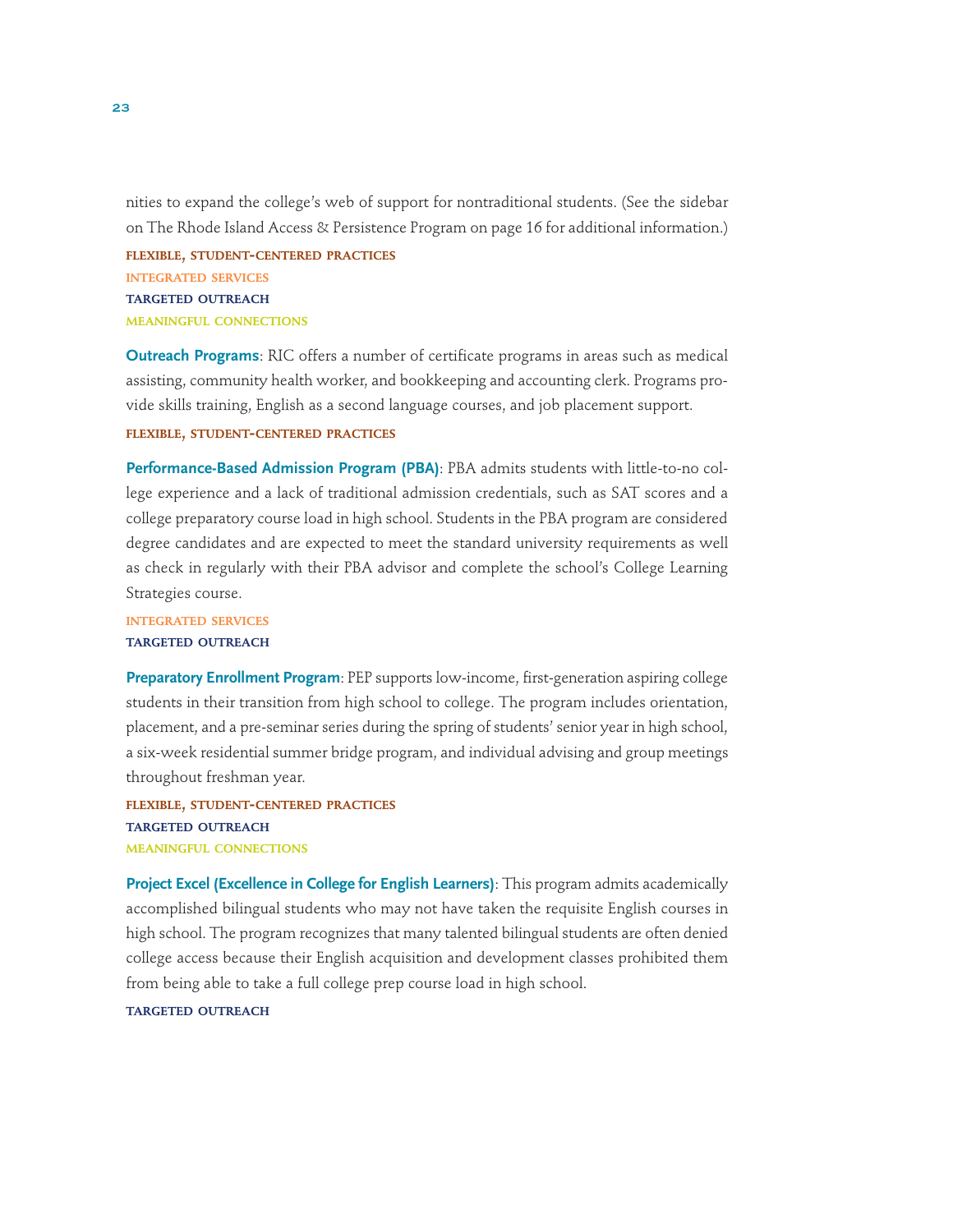nities to expand the college's web of support for nontraditional students. (See the sidebar on The Rhode Island Access & Persistence Program on page 16 for additional information.)

FLEXIBLE, STUDENT-CENTERED PRACTICES
INTEGRATED SERVICES
TARGETED OUTREACH
MEANINGFUL CONNECTIONS

**Outreach Programs**: RIC offers a number of certificate programs in areas such as medical assisting, community health worker, and bookkeeping and accounting clerk. Programs provide skills training, English as a second language courses, and job placement support.

FLEXIBLE, STUDENT-CENTERED PRACTICES

**Performance-Based Admission Program (PBA)**: PBA admits students with little-to-no college experience and a lack of traditional admission credentials, such as SAT scores and a college preparatory course load in high school. Students in the PBA program are considered degree candidates and are expected to meet the standard university requirements as well as check in regularly with their PBA advisor and complete the school's College Learning Strategies course.

INTEGRATED SERVICES
TARGETED OUTREACH

**Preparatory Enrollment Program**: PEP supports low-income, first-generation aspiring college students in their transition from high school to college. The program includes orientation, placement, and a pre-seminar series during the spring of students' senior year in high school, a six-week residential summer bridge program, and individual advising and group meetings throughout freshman year.

FLEXIBLE, STUDENT-CENTERED PRACTICES
TARGETED OUTREACH
MEANINGFUL CONNECTIONS

**Project Excel (Excellence in College for English Learners)**: This program admits academically accomplished bilingual students who may not have taken the requisite English courses in high school. The program recognizes that many talented bilingual students are often denied college access because their English acquisition and development classes prohibited them from being able to take a full college prep course load in high school.

TARGETED OUTREACH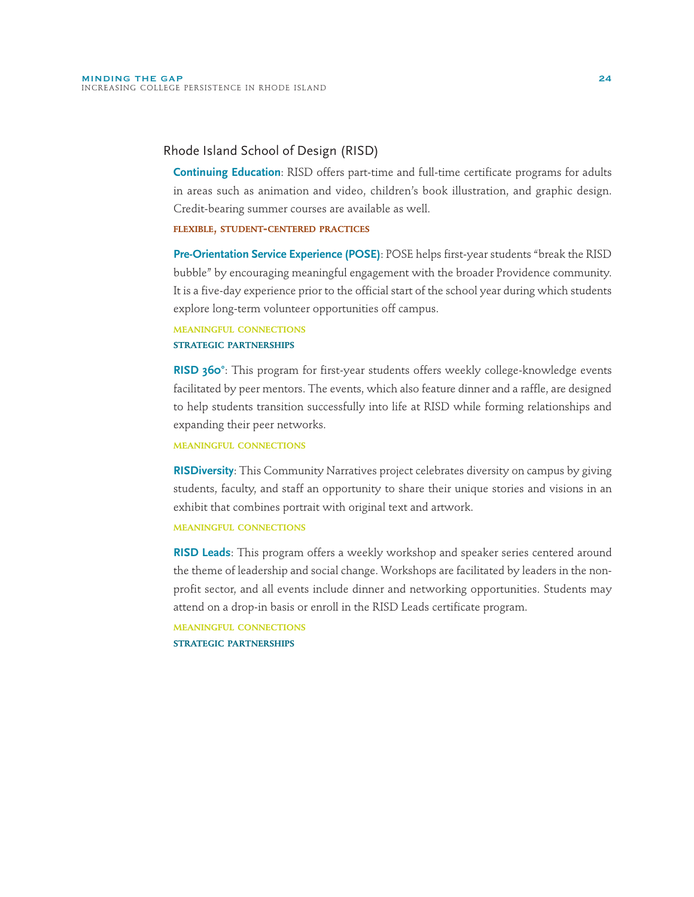## Rhode Island School of Design (RISD)

**Continuing Education**: RISD offers part-time and full-time certificate programs for adults in areas such as animation and video, children's book illustration, and graphic design. Credit-bearing summer courses are available as well.

FLEXIBLE, STUDENT-CENTERED PRACTICES

**Pre-Orientation Service Experience (POSE)**: POSE helps first-year students "break the RISD bubble" by encouraging meaningful engagement with the broader Providence community. It is a five-day experience prior to the official start of the school year during which students explore long-term volunteer opportunities off campus.

MEANINGFUL CONNECTIONS
STRATEGIC PARTNERSHIPS

**RISD 360°**: This program for first-year students offers weekly college-knowledge events facilitated by peer mentors. The events, which also feature dinner and a raffle, are designed to help students transition successfully into life at RISD while forming relationships and expanding their peer networks.

MEANINGFUL CONNECTIONS

**RISDiversity**: This Community Narratives project celebrates diversity on campus by giving students, faculty, and staff an opportunity to share their unique stories and visions in an exhibit that combines portrait with original text and artwork.

MEANINGFUL CONNECTIONS

**RISD Leads**: This program offers a weekly workshop and speaker series centered around the theme of leadership and social change. Workshops are facilitated by leaders in the non-profit sector, and all events include dinner and networking opportunities. Students may attend on a drop-in basis or enroll in the RISD Leads certificate program.

MEANINGFUL CONNECTIONS
STRATEGIC PARTNERSHIPS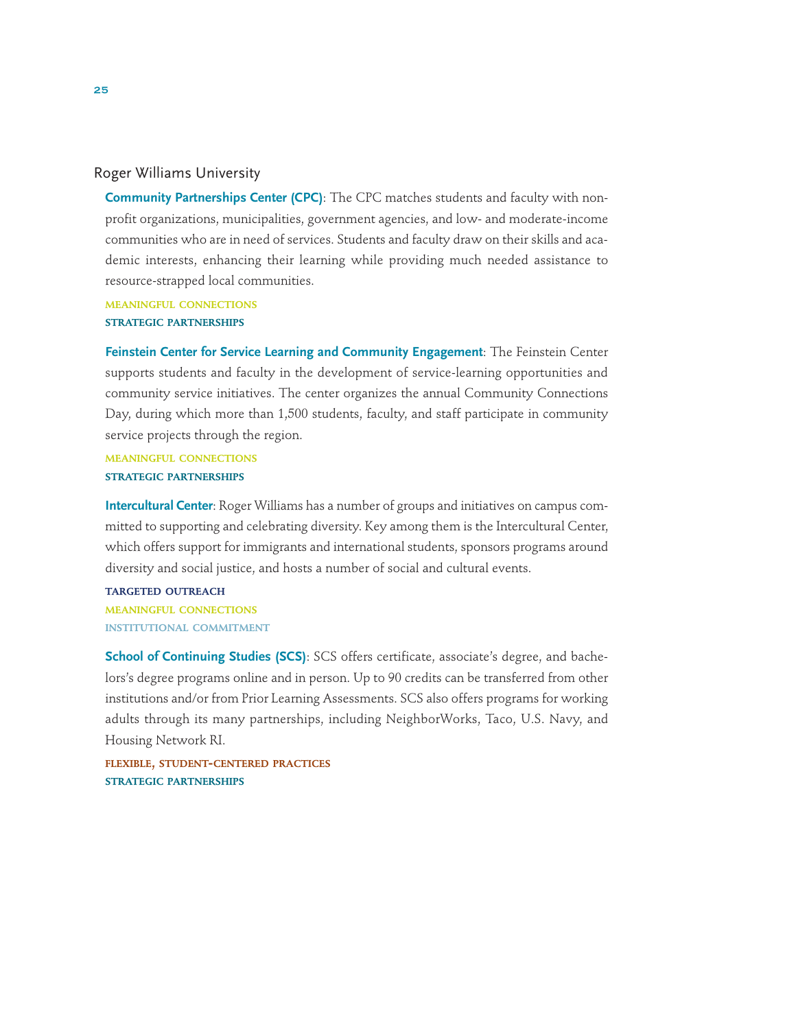## Roger Williams University

**Community Partnerships Center (CPC)**: The CPC matches students and faculty with non-profit organizations, municipalities, government agencies, and low- and moderate-income communities who are in need of services. Students and faculty draw on their skills and academic interests, enhancing their learning while providing much needed assistance to resource-strapped local communities.

MEANINGFUL CONNECTIONS
STRATEGIC PARTNERSHIPS

**Feinstein Center for Service Learning and Community Engagement**: The Feinstein Center supports students and faculty in the development of service-learning opportunities and community service initiatives. The center organizes the annual Community Connections Day, during which more than 1,500 students, faculty, and staff participate in community service projects through the region.

MEANINGFUL CONNECTIONS
STRATEGIC PARTNERSHIPS

**Intercultural Center**: Roger Williams has a number of groups and initiatives on campus committed to supporting and celebrating diversity. Key among them is the Intercultural Center, which offers support for immigrants and international students, sponsors programs around diversity and social justice, and hosts a number of social and cultural events.

TARGETED OUTREACH
MEANINGFUL CONNECTIONS
INSTITUTIONAL COMMITMENT

**School of Continuing Studies (SCS)**: SCS offers certificate, associate's degree, and bachelors's degree programs online and in person. Up to 90 credits can be transferred from other institutions and/or from Prior Learning Assessments. SCS also offers programs for working adults through its many partnerships, including NeighborWorks, Taco, U.S. Navy, and Housing Network RI.

FLEXIBLE, STUDENT-CENTERED PRACTICES
STRATEGIC PARTNERSHIPS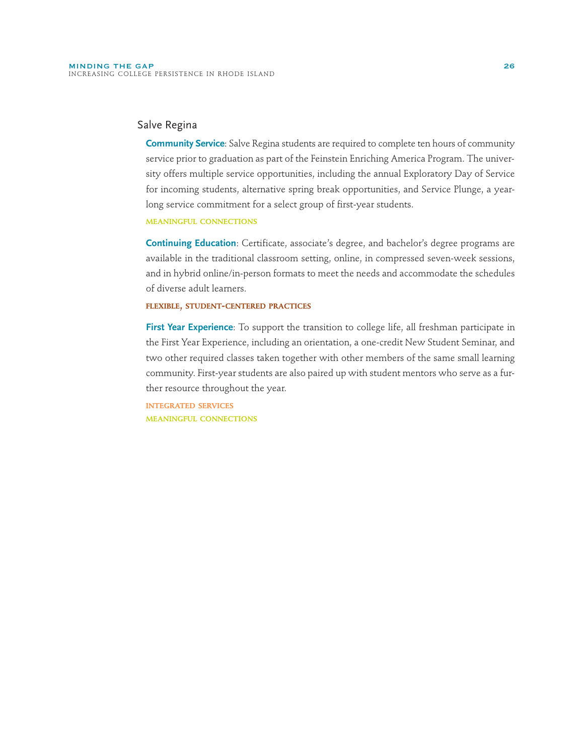## Salve Regina

**Community Service**: Salve Regina students are required to complete ten hours of community service prior to graduation as part of the Feinstein Enriching America Program. The university offers multiple service opportunities, including the annual Exploratory Day of Service for incoming students, alternative spring break opportunities, and Service Plunge, a year-long service commitment for a select group of first-year students.

MEANINGFUL CONNECTIONS

**Continuing Education**: Certificate, associate's degree, and bachelor's degree programs are available in the traditional classroom setting, online, in compressed seven-week sessions, and in hybrid online/in-person formats to meet the needs and accommodate the schedules of diverse adult learners.

FLEXIBLE, STUDENT-CENTERED PRACTICES

**First Year Experience**: To support the transition to college life, all freshman participate in the First Year Experience, including an orientation, a one-credit New Student Seminar, and two other required classes taken together with other members of the same small learning community. First-year students are also paired up with student mentors who serve as a further resource throughout the year.

INTEGRATED SERVICES
MEANINGFUL CONNECTIONS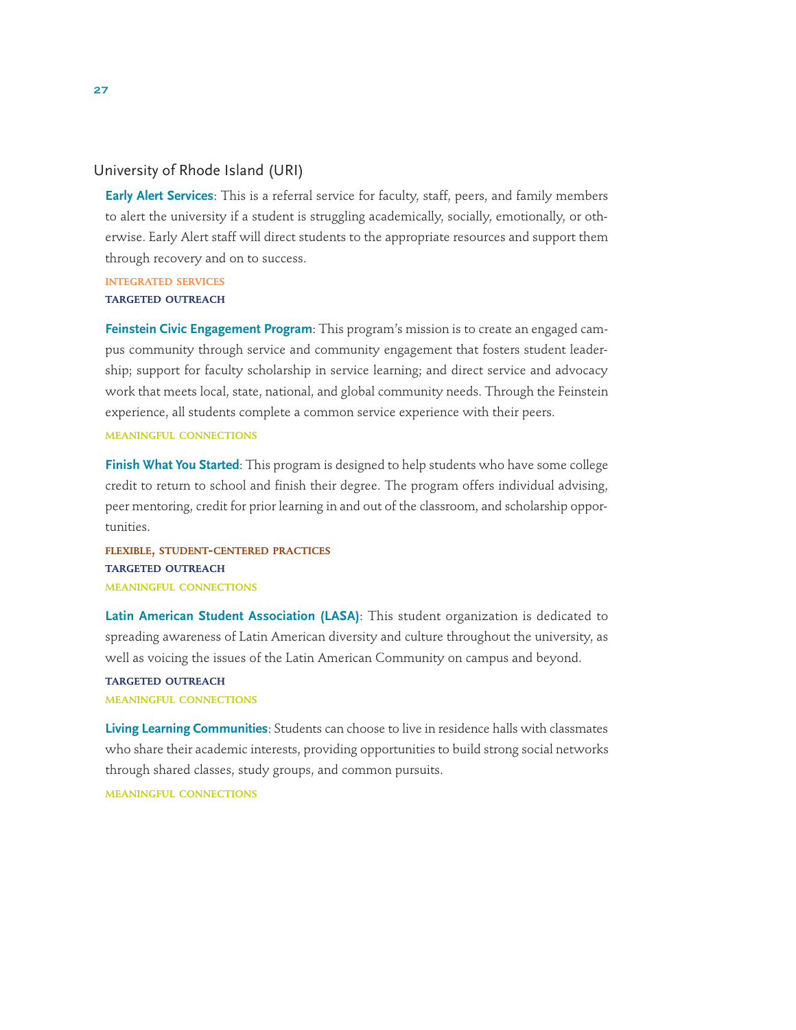## University of Rhode Island (URI)

**Early Alert Services**: This is a referral service for faculty, staff, peers, and family members to alert the university if a student is struggling academically, socially, emotionally, or otherwise. Early Alert staff will direct students to the appropriate resources and support them through recovery and on to success.

INTEGRATED SERVICES
TARGETED OUTREACH

**Feinstein Civic Engagement Program**: This program's mission is to create an engaged campus community through service and community engagement that fosters student leadership; support for faculty scholarship in service learning; and direct service and advocacy work that meets local, state, national, and global community needs. Through the Feinstein experience, all students complete a common service experience with their peers.

MEANINGFUL CONNECTIONS

**Finish What You Started**: This program is designed to help students who have some college credit to return to school and finish their degree. The program offers individual advising, peer mentoring, credit for prior learning in and out of the classroom, and scholarship opportunities.

FLEXIBLE, STUDENT-CENTERED PRACTICES
TARGETED OUTREACH
MEANINGFUL CONNECTIONS

**Latin American Student Association (LASA)**: This student organization is dedicated to spreading awareness of Latin American diversity and culture throughout the university, as well as voicing the issues of the Latin American Community on campus and beyond.

TARGETED OUTREACH
MEANINGFUL CONNECTIONS

**Living Learning Communities**: Students can choose to live in residence halls with classmates who share their academic interests, providing opportunities to build strong social networks through shared classes, study groups, and common pursuits.

MEANINGFUL CONNECTIONS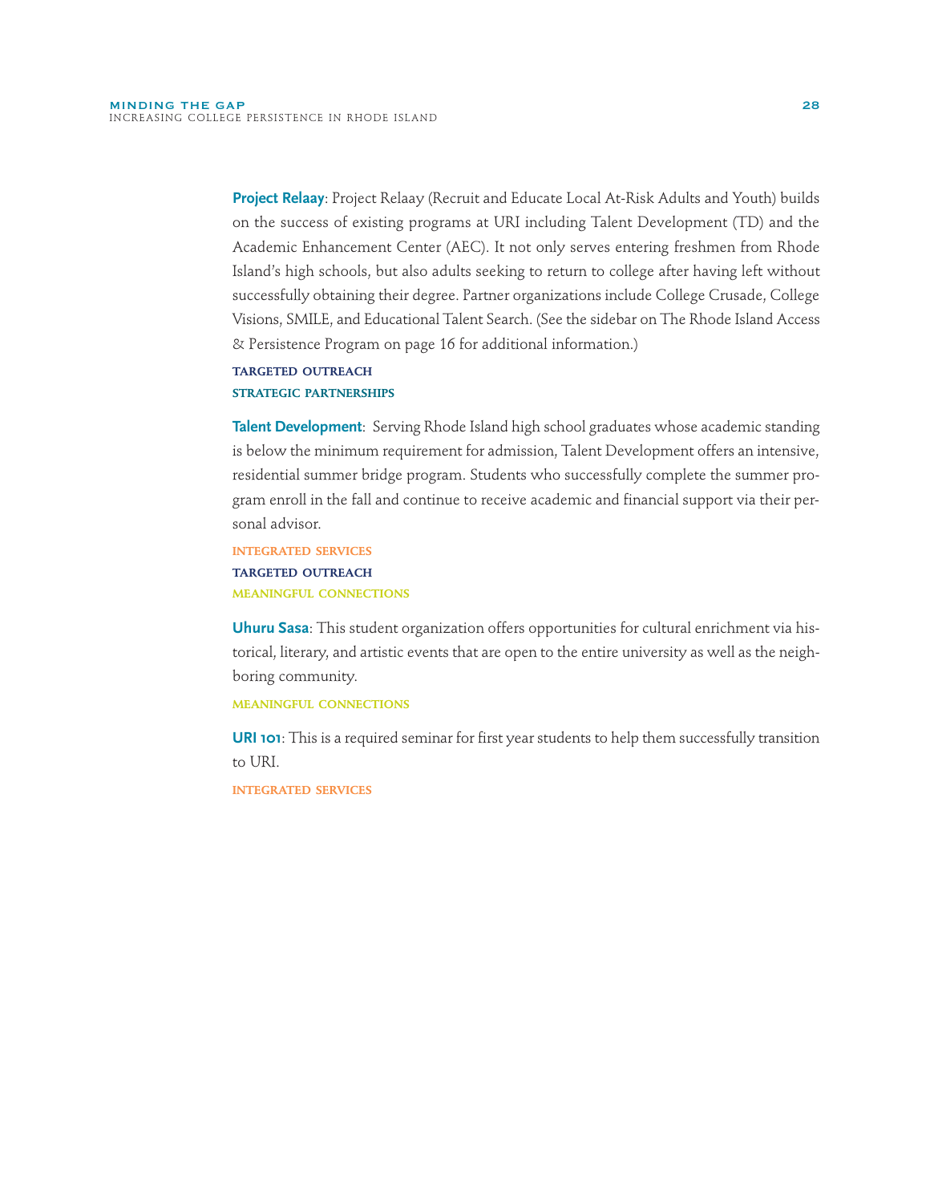**Project Relaay**: Project Relaay (Recruit and Educate Local At-Risk Adults and Youth) builds on the success of existing programs at URI including Talent Development (TD) and the Academic Enhancement Center (AEC). It not only serves entering freshmen from Rhode Island's high schools, but also adults seeking to return to college after having left without successfully obtaining their degree. Partner organizations include College Crusade, College Visions, SMILE, and Educational Talent Search. (See the sidebar on The Rhode Island Access & Persistence Program on page 16 for additional information.)

TARGETED OUTREACH
STRATEGIC PARTNERSHIPS

**Talent Development**: Serving Rhode Island high school graduates whose academic standing is below the minimum requirement for admission, Talent Development offers an intensive, residential summer bridge program. Students who successfully complete the summer program enroll in the fall and continue to receive academic and financial support via their personal advisor.

INTEGRATED SERVICES
TARGETED OUTREACH
MEANINGFUL CONNECTIONS

**Uhuru Sasa**: This student organization offers opportunities for cultural enrichment via historical, literary, and artistic events that are open to the entire university as well as the neighboring community.

MEANINGFUL CONNECTIONS

**URI 101**: This is a required seminar for first year students to help them successfully transition to URI.

INTEGRATED SERVICES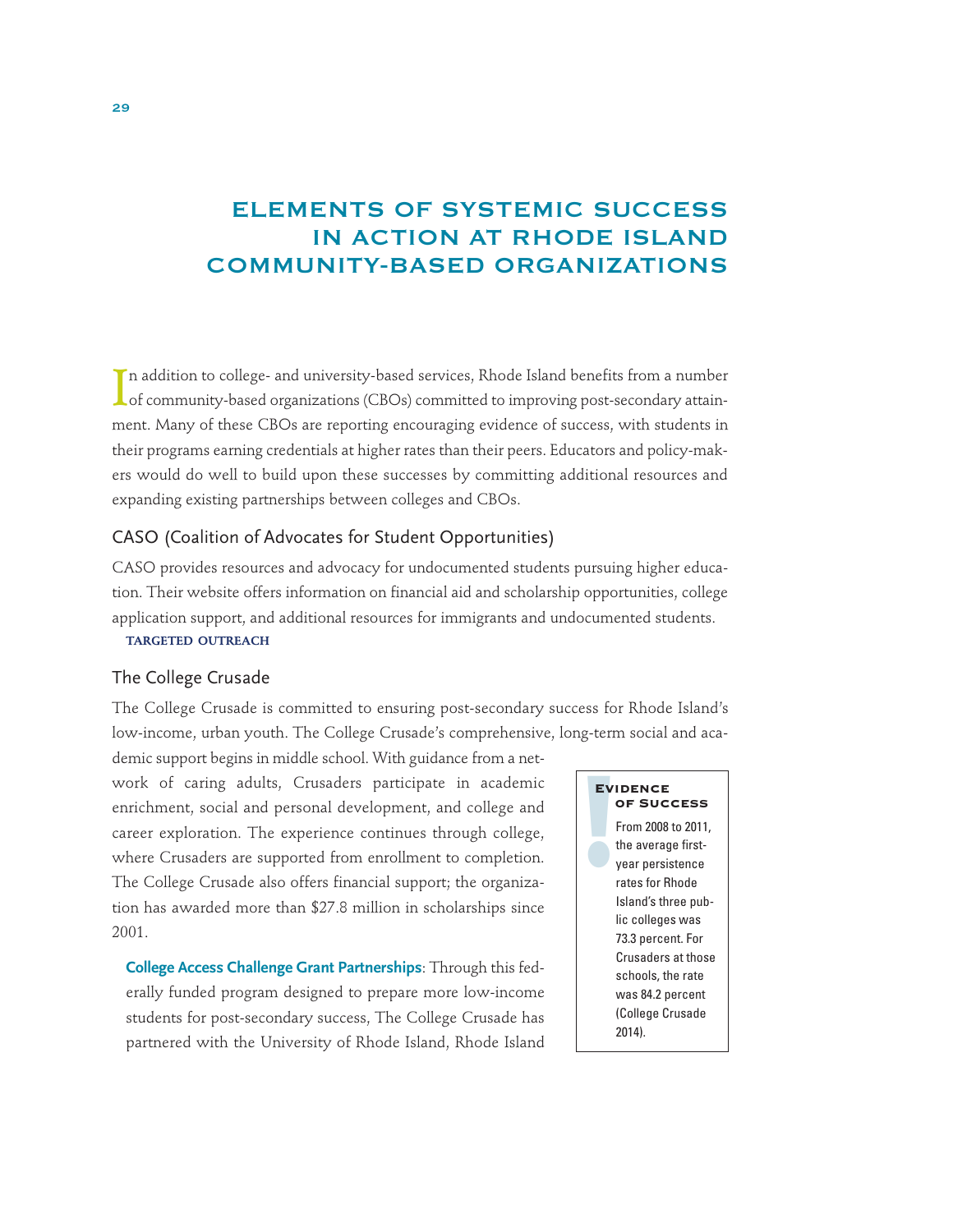# ELEMENTS OF SYSTEMIC SUCCESS IN ACTION AT RHODE ISLAND COMMUNITY-BASED ORGANIZATIONS

In addition to college- and university-based services, Rhode Island benefits from a number of community-based organizations (CBOs) committed to improving post-secondary attainment. Many of these CBOs are reporting encouraging evidence of success, with students in their programs earning credentials at higher rates than their peers. Educators and policy-makers would do well to build upon these successes by committing additional resources and expanding existing partnerships between colleges and CBOs.

## CASO (Coalition of Advocates for Student Opportunities)

CASO provides resources and advocacy for undocumented students pursuing higher education. Their website offers information on financial aid and scholarship opportunities, college application support, and additional resources for immigrants and undocumented students.

**TARGETED OUTREACH**

## The College Crusade

The College Crusade is committed to ensuring post-secondary success for Rhode Island's low-income, urban youth. The College Crusade's comprehensive, long-term social and academic support begins in middle school. With guidance from a network of caring adults, Crusaders participate in academic enrichment, social and personal development, and college and career exploration. The experience continues through college, where Crusaders are supported from enrollment to completion. The College Crusade also offers financial support; the organization has awarded more than $27.8 million in scholarships since 2001.

> **Evidence of Success**
>
> From 2008 to 2011, the average first-year persistence rates for Rhode Island's three public colleges was 73.3 percent. For Crusaders at those schools, the rate was 84.2 percent (College Crusade 2014).

**College Access Challenge Grant Partnerships**: Through this federally funded program designed to prepare more low-income students for post-secondary success, The College Crusade has partnered with the University of Rhode Island, Rhode Island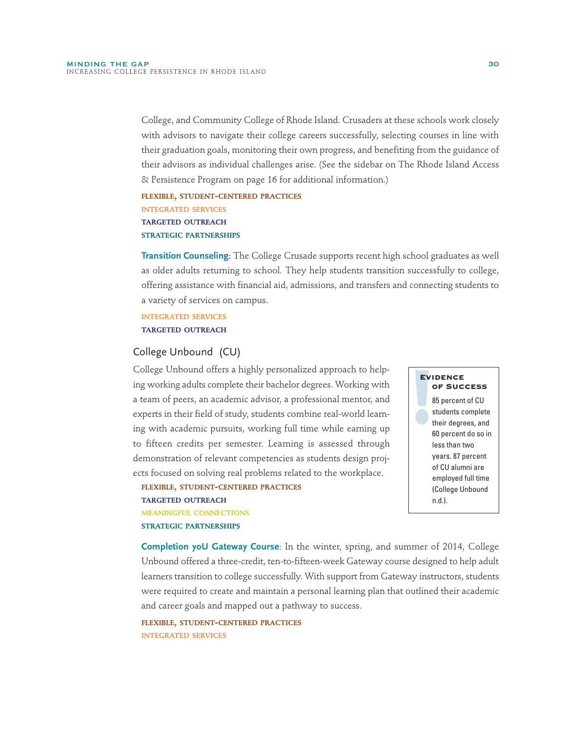College, and Community College of Rhode Island. Crusaders at these schools work closely with advisors to navigate their college careers successfully, selecting courses in line with their graduation goals, monitoring their own progress, and benefiting from the guidance of their advisors as individual challenges arise. (See the sidebar on The Rhode Island Access & Persistence Program on page 16 for additional information.)

FLEXIBLE, STUDENT-CENTERED PRACTICES
INTEGRATED SERVICES
TARGETED OUTREACH
STRATEGIC PARTNERSHIPS

**Transition Counseling**: The College Crusade supports recent high school graduates as well as older adults returning to school. They help students transition successfully to college, offering assistance with financial aid, admissions, and transfers and connecting students to a variety of services on campus.

INTEGRATED SERVICES
TARGETED OUTREACH

### College Unbound (CU)

College Unbound offers a highly personalized approach to helping working adults complete their bachelor degrees. Working with a team of peers, an academic advisor, a professional mentor, and experts in their field of study, students combine real-world learning with academic pursuits, working full time while earning up to fifteen credits per semester. Learning is assessed through demonstration of relevant competencies as students design projects focused on solving real problems related to the workplace.

FLEXIBLE, STUDENT-CENTERED PRACTICES
TARGETED OUTREACH
MEANINGFUL CONNECTIONS
STRATEGIC PARTNERSHIPS

**Evidence of Success**

85 percent of CU students complete their degrees, and 60 percent do so in less than two years. 87 percent of CU alumni are employed full time (College Unbound n.d.).

**Completion yoU Gateway Course**: In the winter, spring, and summer of 2014, College Unbound offered a three-credit, ten-to-fifteen-week Gateway course designed to help adult learners transition to college successfully. With support from Gateway instructors, students were required to create and maintain a personal learning plan that outlined their academic and career goals and mapped out a pathway to success.

FLEXIBLE, STUDENT-CENTERED PRACTICES
INTEGRATED SERVICES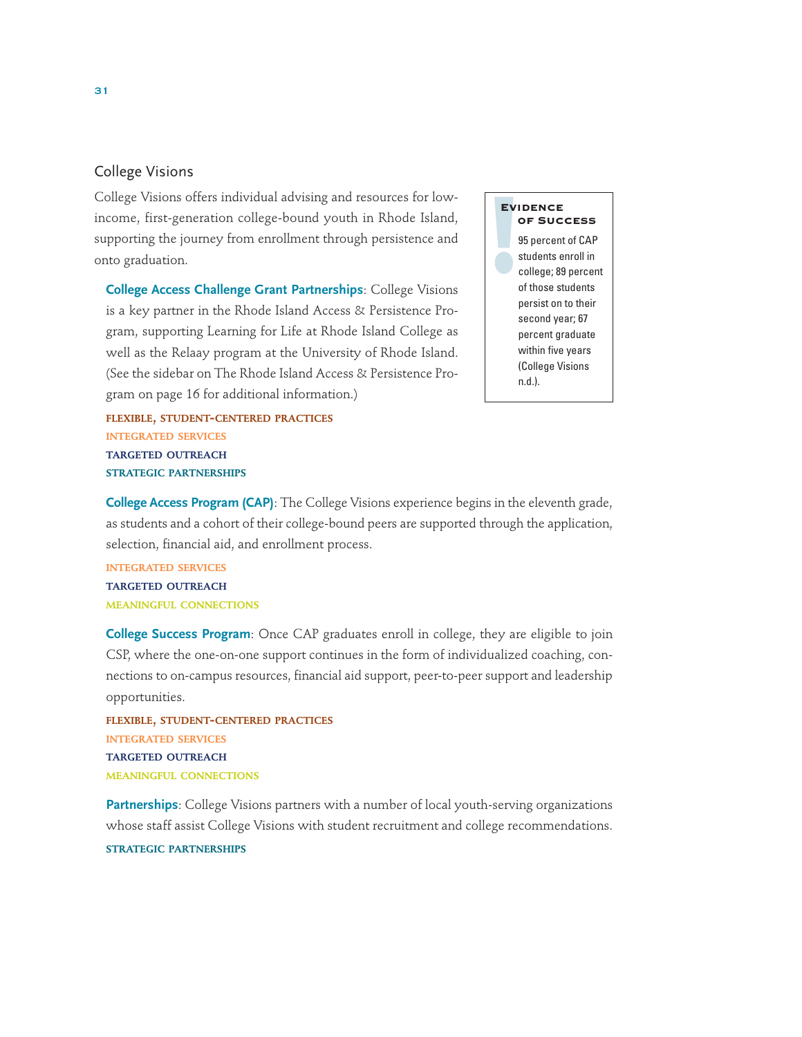## College Visions

College Visions offers individual advising and resources for low-income, first-generation college-bound youth in Rhode Island, supporting the journey from enrollment through persistence and onto graduation.

> **Evidence of Success**
>
> 95 percent of CAP students enroll in college; 89 percent of those students persist on to their second year; 67 percent graduate within five years (College Visions n.d.).

**College Access Challenge Grant Partnerships**: College Visions is a key partner in the Rhode Island Access & Persistence Program, supporting Learning for Life at Rhode Island College as well as the Relaay program at the University of Rhode Island. (See the sidebar on The Rhode Island Access & Persistence Program on page 16 for additional information.)

FLEXIBLE, STUDENT-CENTERED PRACTICES
INTEGRATED SERVICES
TARGETED OUTREACH
STRATEGIC PARTNERSHIPS

**College Access Program (CAP)**: The College Visions experience begins in the eleventh grade, as students and a cohort of their college-bound peers are supported through the application, selection, financial aid, and enrollment process.

INTEGRATED SERVICES
TARGETED OUTREACH
MEANINGFUL CONNECTIONS

**College Success Program**: Once CAP graduates enroll in college, they are eligible to join CSP, where the one-on-one support continues in the form of individualized coaching, connections to on-campus resources, financial aid support, peer-to-peer support and leadership opportunities.

FLEXIBLE, STUDENT-CENTERED PRACTICES
INTEGRATED SERVICES
TARGETED OUTREACH
MEANINGFUL CONNECTIONS

**Partnerships**: College Visions partners with a number of local youth-serving organizations whose staff assist College Visions with student recruitment and college recommendations.

STRATEGIC PARTNERSHIPS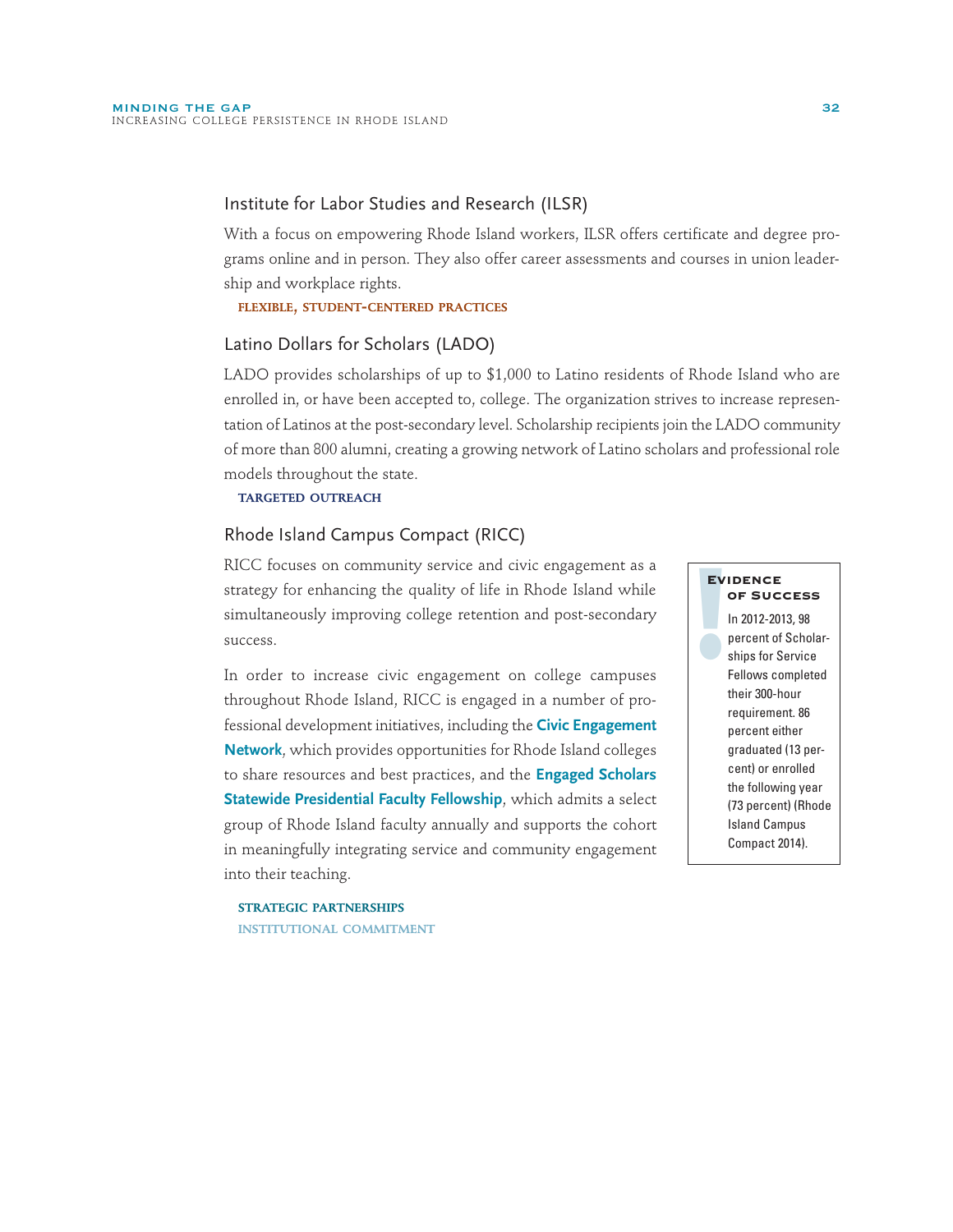### Institute for Labor Studies and Research (ILSR)

With a focus on empowering Rhode Island workers, ILSR offers certificate and degree programs online and in person. They also offer career assessments and courses in union leadership and workplace rights.

**FLEXIBLE, STUDENT-CENTERED PRACTICES**

### Latino Dollars for Scholars (LADO)

LADO provides scholarships of up to $1,000 to Latino residents of Rhode Island who are enrolled in, or have been accepted to, college. The organization strives to increase representation of Latinos at the post-secondary level. Scholarship recipients join the LADO community of more than 800 alumni, creating a growing network of Latino scholars and professional role models throughout the state.

**TARGETED OUTREACH**

### Rhode Island Campus Compact (RICC)

RICC focuses on community service and civic engagement as a strategy for enhancing the quality of life in Rhode Island while simultaneously improving college retention and post-secondary success.

In order to increase civic engagement on college campuses throughout Rhode Island, RICC is engaged in a number of professional development initiatives, including the **Civic Engagement Network**, which provides opportunities for Rhode Island colleges to share resources and best practices, and the **Engaged Scholars Statewide Presidential Faculty Fellowship**, which admits a select group of Rhode Island faculty annually and supports the cohort in meaningfully integrating service and community engagement into their teaching.

**STRATEGIC PARTNERSHIPS**
**INSTITUTIONAL COMMITMENT**

> **EVIDENCE OF SUCCESS**
>
> In 2012-2013, 98 percent of Scholarships for Service Fellows completed their 300-hour requirement. 86 percent either graduated (13 percent) or enrolled the following year (73 percent) (Rhode Island Campus Compact 2014).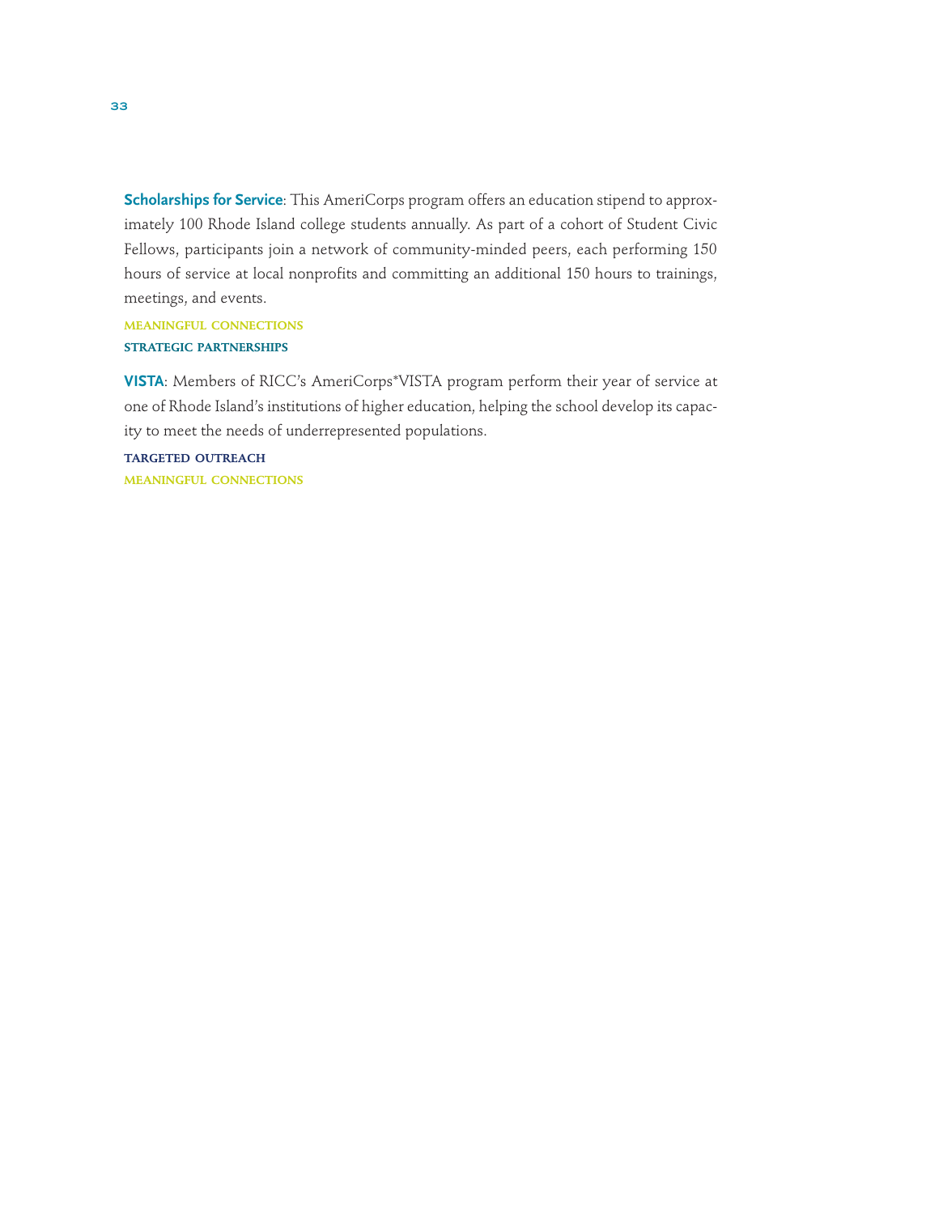**Scholarships for Service**: This AmeriCorps program offers an education stipend to approximately 100 Rhode Island college students annually. As part of a cohort of Student Civic Fellows, participants join a network of community-minded peers, each performing 150 hours of service at local nonprofits and committing an additional 150 hours to trainings, meetings, and events.

MEANINGFUL CONNECTIONS

STRATEGIC PARTNERSHIPS

**VISTA**: Members of RICC's AmeriCorps*VISTA program perform their year of service at one of Rhode Island's institutions of higher education, helping the school develop its capacity to meet the needs of underrepresented populations.

TARGETED OUTREACH

MEANINGFUL CONNECTIONS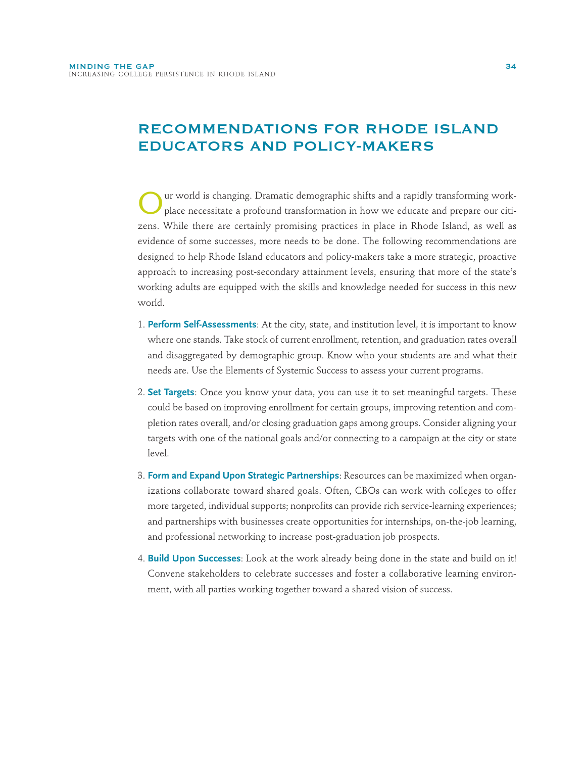# RECOMMENDATIONS FOR RHODE ISLAND EDUCATORS AND POLICY-MAKERS

Our world is changing. Dramatic demographic shifts and a rapidly transforming workplace necessitate a profound transformation in how we educate and prepare our citizens. While there are certainly promising practices in place in Rhode Island, as well as evidence of some successes, more needs to be done. The following recommendations are designed to help Rhode Island educators and policy-makers take a more strategic, proactive approach to increasing post-secondary attainment levels, ensuring that more of the state's working adults are equipped with the skills and knowledge needed for success in this new world.

1. **Perform Self-Assessments**: At the city, state, and institution level, it is important to know where one stands. Take stock of current enrollment, retention, and graduation rates overall and disaggregated by demographic group. Know who your students are and what their needs are. Use the Elements of Systemic Success to assess your current programs.

2. **Set Targets**: Once you know your data, you can use it to set meaningful targets. These could be based on improving enrollment for certain groups, improving retention and completion rates overall, and/or closing graduation gaps among groups. Consider aligning your targets with one of the national goals and/or connecting to a campaign at the city or state level.

3. **Form and Expand Upon Strategic Partnerships**: Resources can be maximized when organizations collaborate toward shared goals. Often, CBOs can work with colleges to offer more targeted, individual supports; nonprofits can provide rich service-learning experiences; and partnerships with businesses create opportunities for internships, on-the-job learning, and professional networking to increase post-graduation job prospects.

4. **Build Upon Successes**: Look at the work already being done in the state and build on it! Convene stakeholders to celebrate successes and foster a collaborative learning environment, with all parties working together toward a shared vision of success.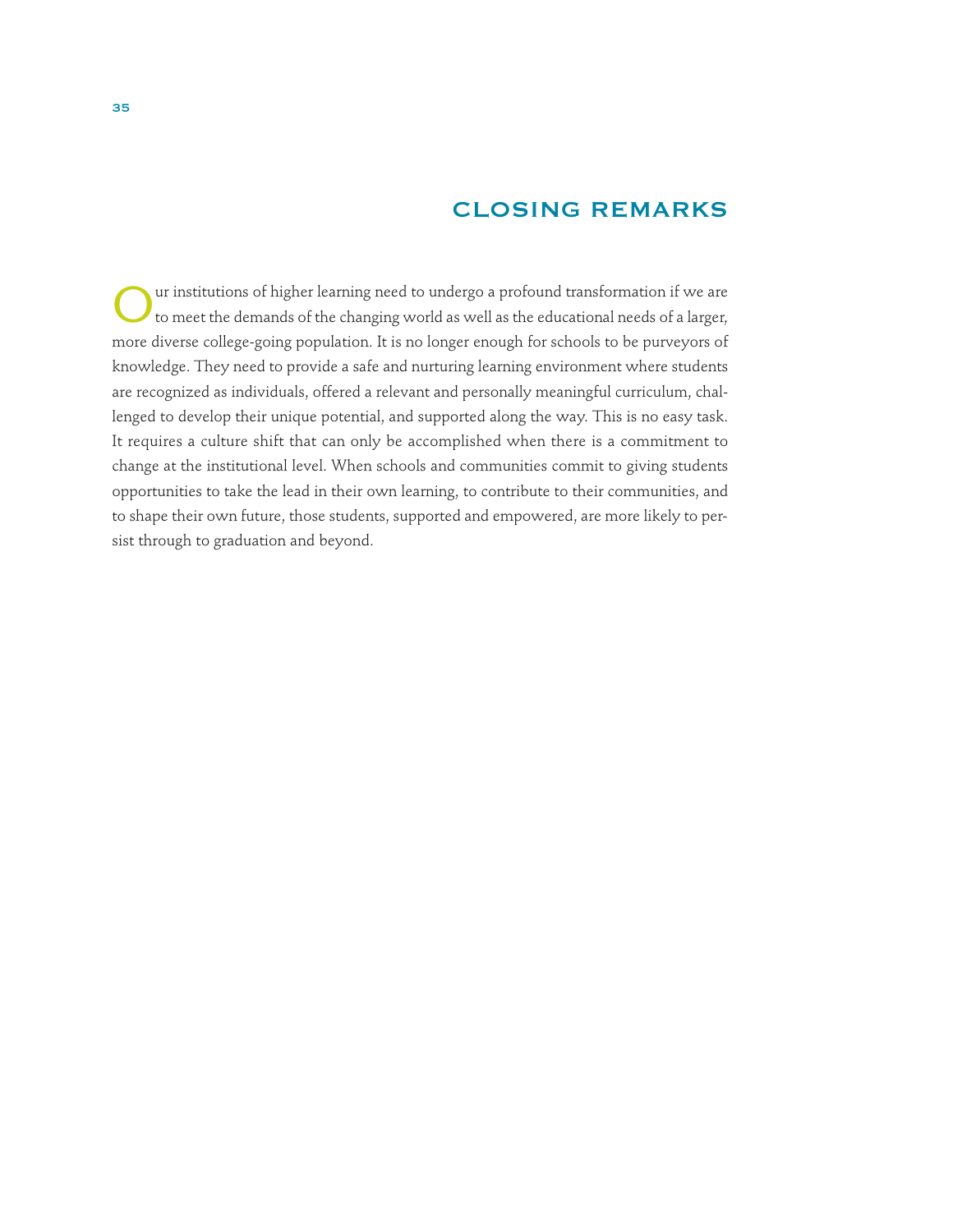## CLOSING REMARKS

Our institutions of higher learning need to undergo a profound transformation if we are to meet the demands of the changing world as well as the educational needs of a larger, more diverse college-going population. It is no longer enough for schools to be purveyors of knowledge. They need to provide a safe and nurturing learning environment where students are recognized as individuals, offered a relevant and personally meaningful curriculum, challenged to develop their unique potential, and supported along the way. This is no easy task. It requires a culture shift that can only be accomplished when there is a commitment to change at the institutional level. When schools and communities commit to giving students opportunities to take the lead in their own learning, to contribute to their communities, and to shape their own future, those students, supported and empowered, are more likely to persist through to graduation and beyond.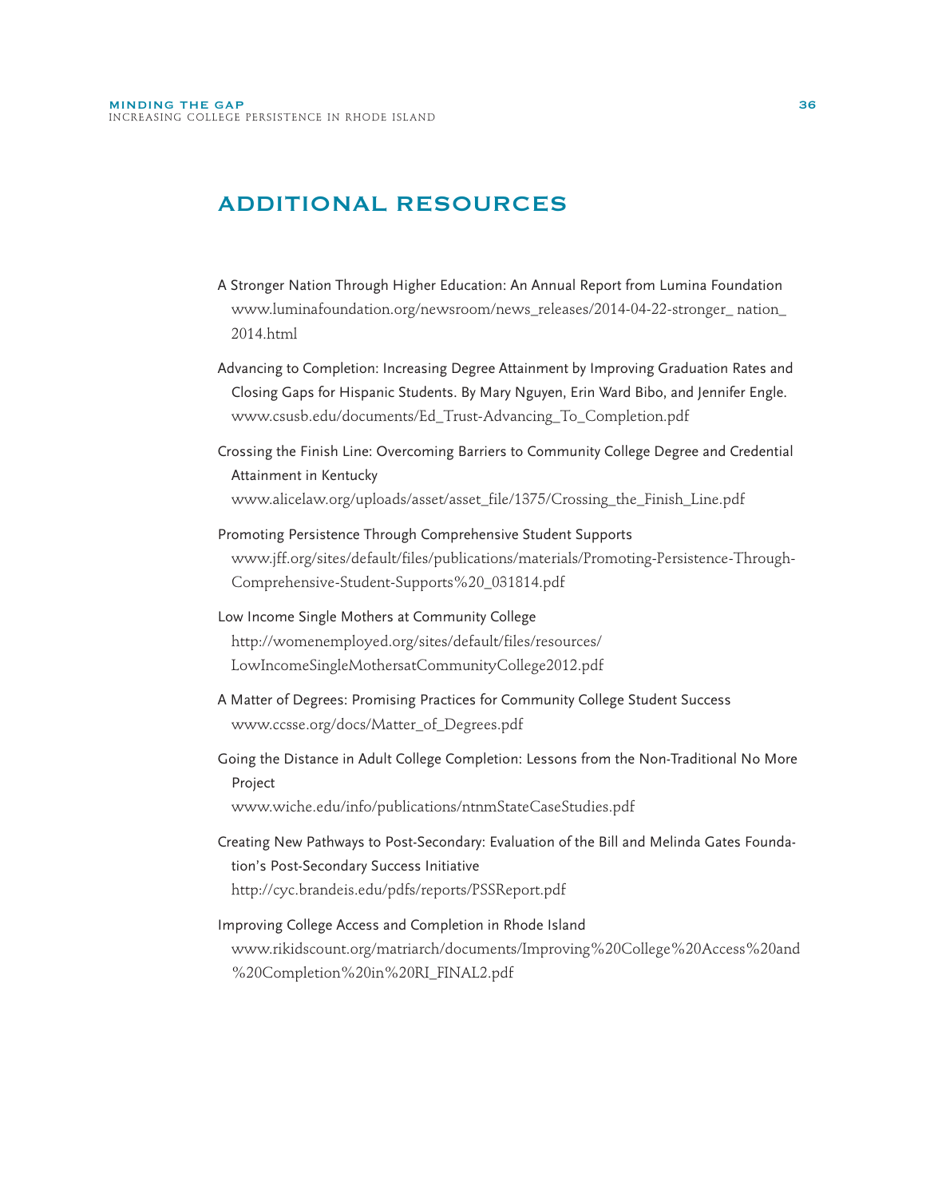## ADDITIONAL RESOURCES

A Stronger Nation Through Higher Education: An Annual Report from Lumina Foundation
www.luminafoundation.org/newsroom/news_releases/2014-04-22-stronger_ nation_ 2014.html

Advancing to Completion: Increasing Degree Attainment by Improving Graduation Rates and Closing Gaps for Hispanic Students. By Mary Nguyen, Erin Ward Bibo, and Jennifer Engle.
www.csusb.edu/documents/Ed_Trust-Advancing_To_Completion.pdf

Crossing the Finish Line: Overcoming Barriers to Community College Degree and Credential Attainment in Kentucky
www.alicelaw.org/uploads/asset/asset_file/1375/Crossing_the_Finish_Line.pdf

Promoting Persistence Through Comprehensive Student Supports
www.jff.org/sites/default/files/publications/materials/Promoting-Persistence-Through-Comprehensive-Student-Supports%20_031814.pdf

Low Income Single Mothers at Community College
http://womenemployed.org/sites/default/files/resources/LowIncomeSingleMothersatCommunityCollege2012.pdf

A Matter of Degrees: Promising Practices for Community College Student Success
www.ccsse.org/docs/Matter_of_Degrees.pdf

Going the Distance in Adult College Completion: Lessons from the Non-Traditional No More Project
www.wiche.edu/info/publications/ntnmStateCaseStudies.pdf

Creating New Pathways to Post-Secondary: Evaluation of the Bill and Melinda Gates Foundation's Post-Secondary Success Initiative
http://cyc.brandeis.edu/pdfs/reports/PSSReport.pdf

Improving College Access and Completion in Rhode Island
www.rikidscount.org/matriarch/documents/Improving%20College%20Access%20and%20Completion%20in%20RI_FINAL2.pdf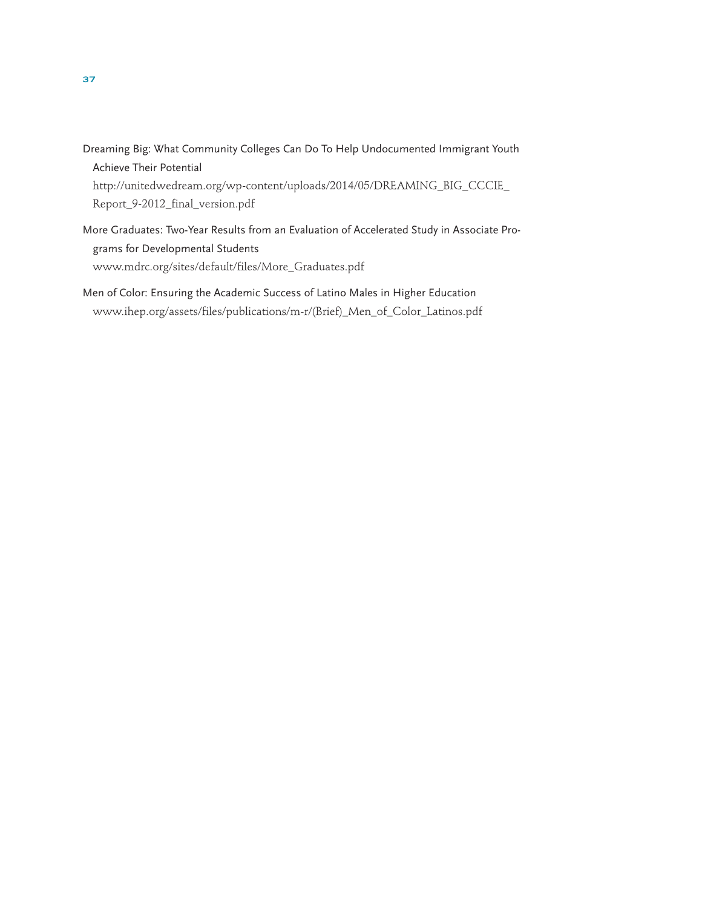Dreaming Big: What Community Colleges Can Do To Help Undocumented Immigrant Youth Achieve Their Potential
http://unitedwedream.org/wp-content/uploads/2014/05/DREAMING_BIG_CCCIE_Report_9-2012_final_version.pdf

More Graduates: Two-Year Results from an Evaluation of Accelerated Study in Associate Programs for Developmental Students
www.mdrc.org/sites/default/files/More_Graduates.pdf

Men of Color: Ensuring the Academic Success of Latino Males in Higher Education
www.ihep.org/assets/files/publications/m-r/(Brief)_Men_of_Color_Latinos.pdf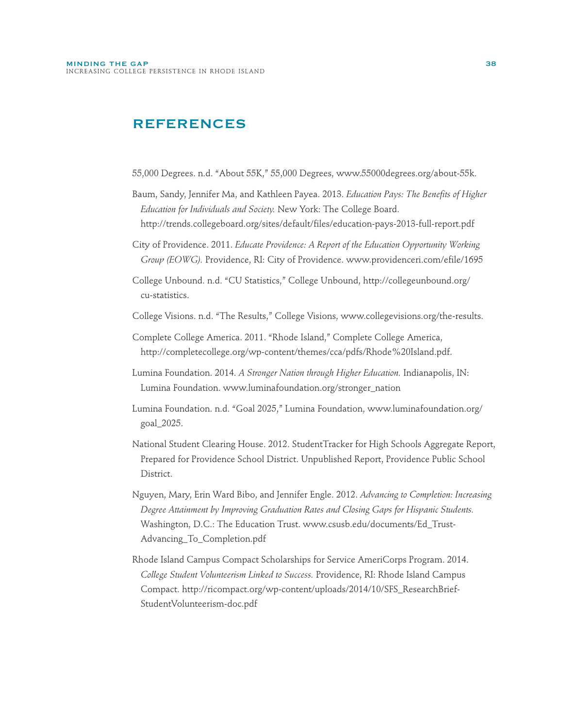## REFERENCES

55,000 Degrees. n.d. "About 55K," 55,000 Degrees, www.55000degrees.org/about-55k.

Baum, Sandy, Jennifer Ma, and Kathleen Payea. 2013. *Education Pays: The Benefits of Higher Education for Individuals and Society.* New York: The College Board. http://trends.collegeboard.org/sites/default/files/education-pays-2013-full-report.pdf

City of Providence. 2011. *Educate Providence: A Report of the Education Opportunity Working Group (EOWG).* Providence, RI: City of Providence. www.providenceri.com/efile/1695

College Unbound. n.d. "CU Statistics," College Unbound, http://collegeunbound.org/cu-statistics.

College Visions. n.d. "The Results," College Visions, www.collegevisions.org/the-results.

Complete College America. 2011. "Rhode Island," Complete College America, http://completecollege.org/wp-content/themes/cca/pdfs/Rhode%20Island.pdf.

Lumina Foundation. 2014. *A Stronger Nation through Higher Education.* Indianapolis, IN: Lumina Foundation. www.luminafoundation.org/stronger_nation

Lumina Foundation. n.d. "Goal 2025," Lumina Foundation, www.luminafoundation.org/goal_2025.

National Student Clearing House. 2012. StudentTracker for High Schools Aggregate Report, Prepared for Providence School District. Unpublished Report, Providence Public School District.

Nguyen, Mary, Erin Ward Bibo, and Jennifer Engle. 2012. *Advancing to Completion: Increasing Degree Attainment by Improving Graduation Rates and Closing Gaps for Hispanic Students.* Washington, D.C.: The Education Trust. www.csusb.edu/documents/Ed_Trust-Advancing_To_Completion.pdf

Rhode Island Campus Compact Scholarships for Service AmeriCorps Program. 2014. *College Student Volunteerism Linked to Success.* Providence, RI: Rhode Island Campus Compact. http://ricompact.org/wp-content/uploads/2014/10/SFS_ResearchBrief-StudentVolunteerism-doc.pdf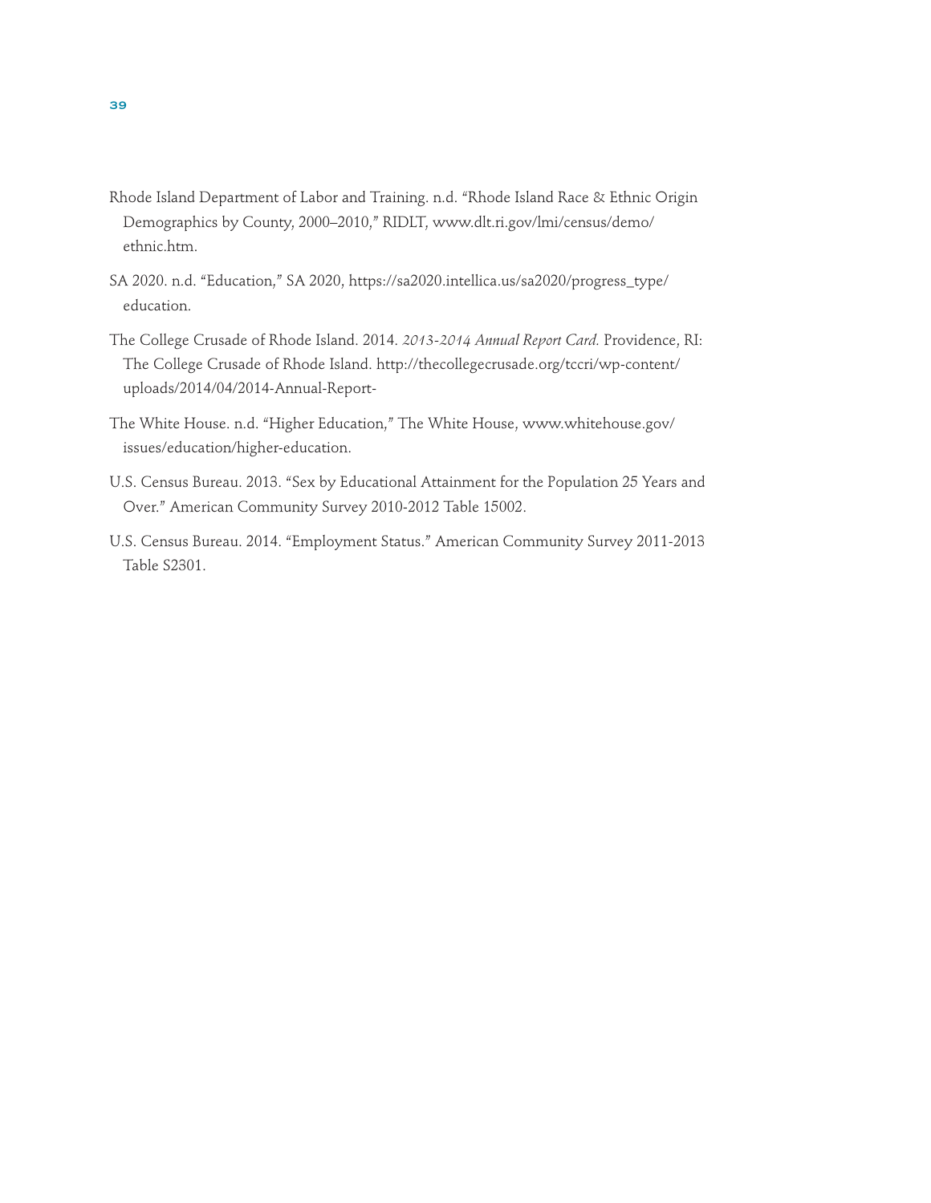Rhode Island Department of Labor and Training. n.d. "Rhode Island Race & Ethnic Origin Demographics by County, 2000–2010," RIDLT, www.dlt.ri.gov/lmi/census/demo/ethnic.htm.

SA 2020. n.d. "Education," SA 2020, https://sa2020.intellica.us/sa2020/progress_type/education.

The College Crusade of Rhode Island. 2014. *2013-2014 Annual Report Card.* Providence, RI: The College Crusade of Rhode Island. http://thecollegecrusade.org/tccri/wp-content/uploads/2014/04/2014-Annual-Report-

The White House. n.d. "Higher Education," The White House, www.whitehouse.gov/issues/education/higher-education.

U.S. Census Bureau. 2013. "Sex by Educational Attainment for the Population 25 Years and Over." American Community Survey 2010-2012 Table 15002.

U.S. Census Bureau. 2014. "Employment Status." American Community Survey 2011-2013 Table S2301.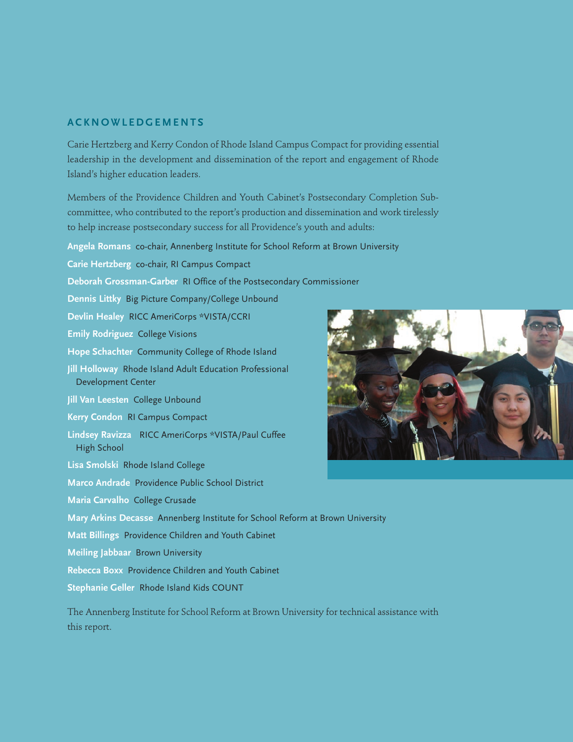## ACKNOWLEDGEMENTS

Carie Hertzberg and Kerry Condon of Rhode Island Campus Compact for providing essential leadership in the development and dissemination of the report and engagement of Rhode Island's higher education leaders.

Members of the Providence Children and Youth Cabinet's Postsecondary Completion Subcommittee, who contributed to the report's production and dissemination and work tirelessly to help increase postsecondary success for all Providence's youth and adults:

**Angela Romans** co-chair, Annenberg Institute for School Reform at Brown University

**Carie Hertzberg** co-chair, RI Campus Compact

**Deborah Grossman-Garber** RI Office of the Postsecondary Commissioner

**Dennis Littky** Big Picture Company/College Unbound

**Devlin Healey** RICC AmeriCorps *VISTA/CCRI

**Emily Rodriguez** College Visions

**Hope Schachter** Community College of Rhode Island

**Jill Holloway** Rhode Island Adult Education Professional Development Center

**Jill Van Leesten** College Unbound

**Kerry Condon** RI Campus Compact

**Lindsey Ravizza** RICC AmeriCorps *VISTA/Paul Cuffee High School

**Lisa Smolski** Rhode Island College

**Marco Andrade** Providence Public School District

**Maria Carvalho** College Crusade

**Mary Arkins Decasse** Annenberg Institute for School Reform at Brown University

**Matt Billings** Providence Children and Youth Cabinet

**Meiling Jabbaar** Brown University

**Rebecca Boxx** Providence Children and Youth Cabinet

**Stephanie Geller** Rhode Island Kids COUNT

The Annenberg Institute for School Reform at Brown University for technical assistance with this report.